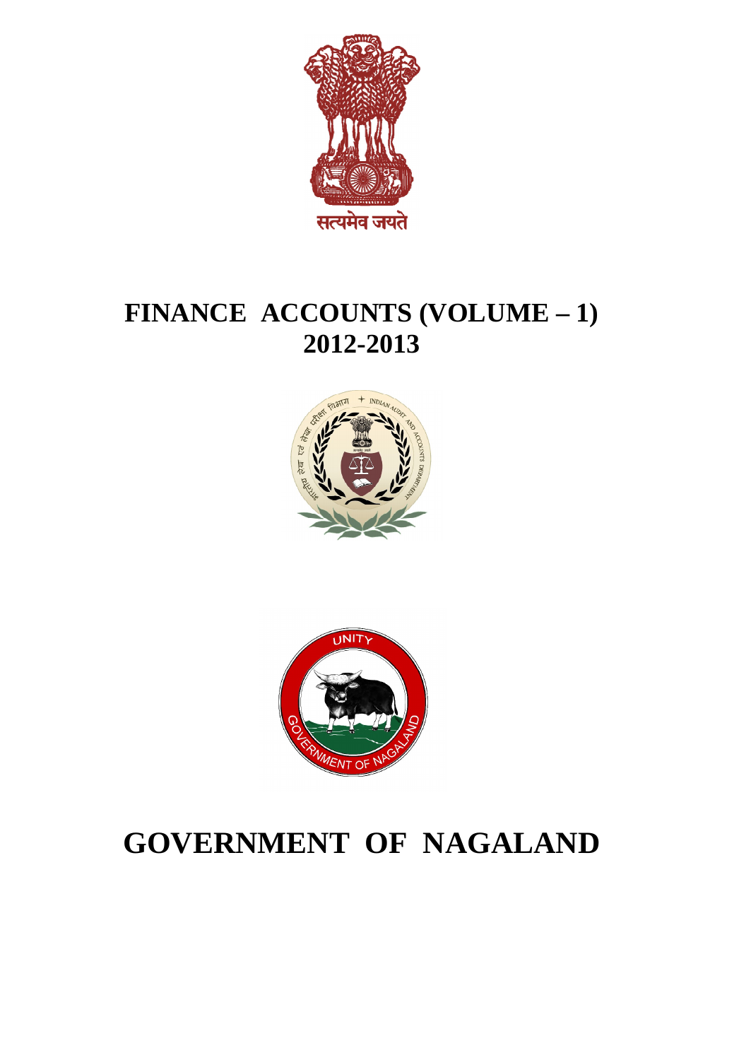# FINANCE ACCOUNTS (VOLUME – 1)
# 2012-2013

# GOVERNMENT OF NAGALAND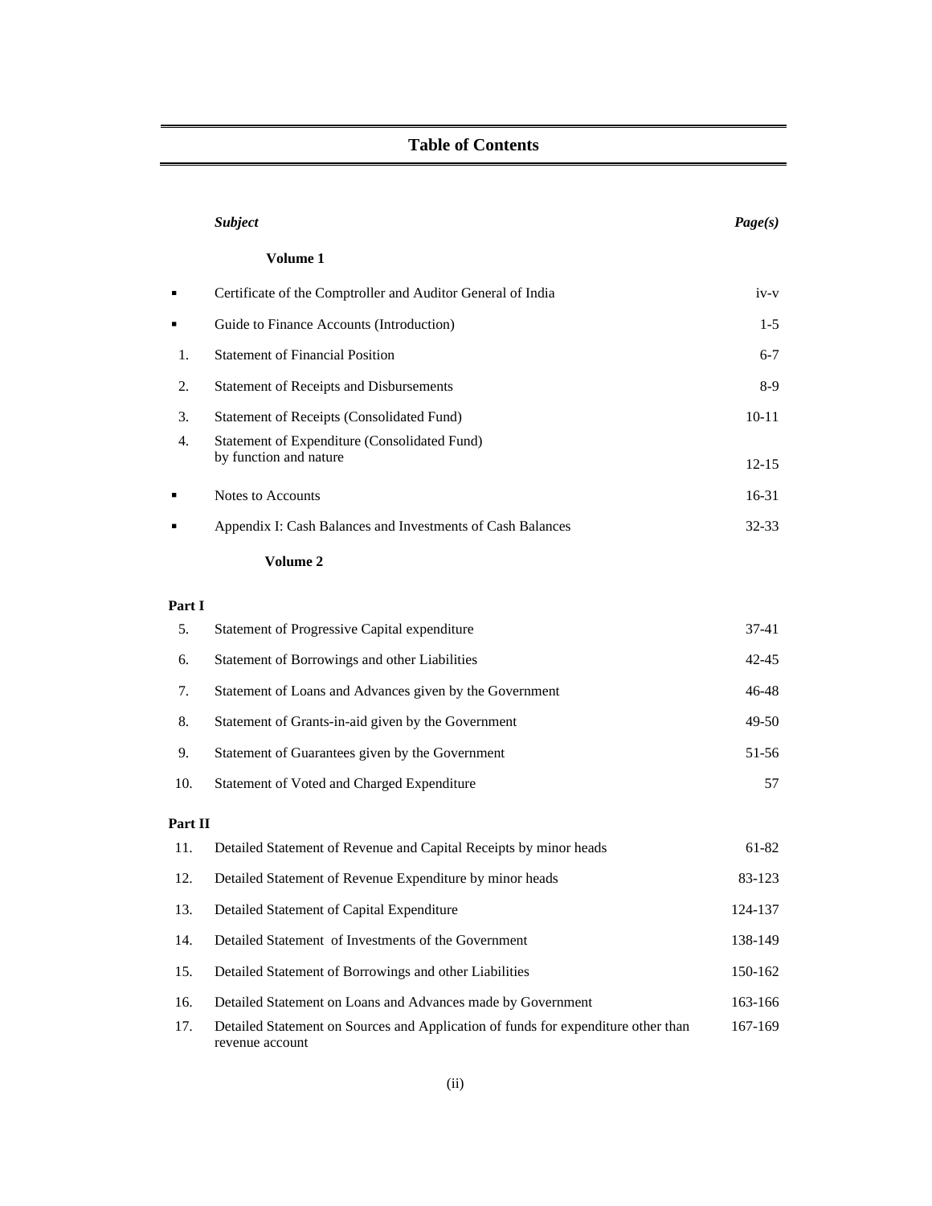# Table of Contents

| | *Subject* | *Page(s)* |
|---|---|---|
| | **Volume 1** | |
| ▪ | Certificate of the Comptroller and Auditor General of India | iv-v |
| ▪ | Guide to Finance Accounts (Introduction) | 1-5 |
| 1. | Statement of Financial Position | 6-7 |
| 2. | Statement of Receipts and Disbursements | 8-9 |
| 3. | Statement of Receipts (Consolidated Fund) | 10-11 |
| 4. | Statement of Expenditure (Consolidated Fund) by function and nature | 12-15 |
| ▪ | Notes to Accounts | 16-31 |
| ▪ | Appendix I: Cash Balances and Investments of Cash Balances | 32-33 |
| | **Volume 2** | |
| **Part I** | | |
| 5. | Statement of Progressive Capital expenditure | 37-41 |
| 6. | Statement of Borrowings and other Liabilities | 42-45 |
| 7. | Statement of Loans and Advances given by the Government | 46-48 |
| 8. | Statement of Grants-in-aid given by the Government | 49-50 |
| 9. | Statement of Guarantees given by the Government | 51-56 |
| 10. | Statement of Voted and Charged Expenditure | 57 |
| **Part II** | | |
| 11. | Detailed Statement of Revenue and Capital Receipts by minor heads | 61-82 |
| 12. | Detailed Statement of Revenue Expenditure by minor heads | 83-123 |
| 13. | Detailed Statement of Capital Expenditure | 124-137 |
| 14. | Detailed Statement of Investments of the Government | 138-149 |
| 15. | Detailed Statement of Borrowings and other Liabilities | 150-162 |
| 16. | Detailed Statement on Loans and Advances made by Government | 163-166 |
| 17. | Detailed Statement on Sources and Application of funds for expenditure other than revenue account | 167-169 |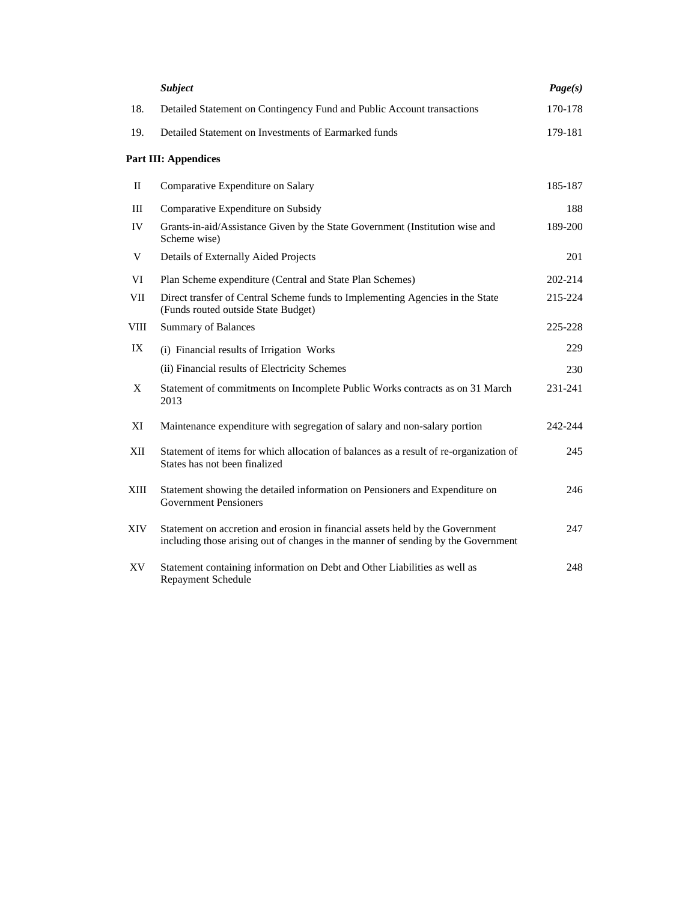| | *Subject* | *Page(s)* |
|---|---|---|
| 18. | Detailed Statement on Contingency Fund and Public Account transactions | 170-178 |
| 19. | Detailed Statement on Investments of Earmarked funds | 179-181 |
| **Part III: Appendices** | | |
| II | Comparative Expenditure on Salary | 185-187 |
| III | Comparative Expenditure on Subsidy | 188 |
| IV | Grants-in-aid/Assistance Given by the State Government (Institution wise and Scheme wise) | 189-200 |
| V | Details of Externally Aided Projects | 201 |
| VI | Plan Scheme expenditure (Central and State Plan Schemes) | 202-214 |
| VII | Direct transfer of Central Scheme funds to Implementing Agencies in the State (Funds routed outside State Budget) | 215-224 |
| VIII | Summary of Balances | 225-228 |
| IX | (i) Financial results of Irrigation Works | 229 |
| | (ii) Financial results of Electricity Schemes | 230 |
| X | Statement of commitments on Incomplete Public Works contracts as on 31 March 2013 | 231-241 |
| XI | Maintenance expenditure with segregation of salary and non-salary portion | 242-244 |
| XII | Statement of items for which allocation of balances as a result of re-organization of States has not been finalized | 245 |
| XIII | Statement showing the detailed information on Pensioners and Expenditure on Government Pensioners | 246 |
| XIV | Statement on accretion and erosion in financial assets held by the Government including those arising out of changes in the manner of sending by the Government | 247 |
| XV | Statement containing information on Debt and Other Liabilities as well as Repayment Schedule | 248 |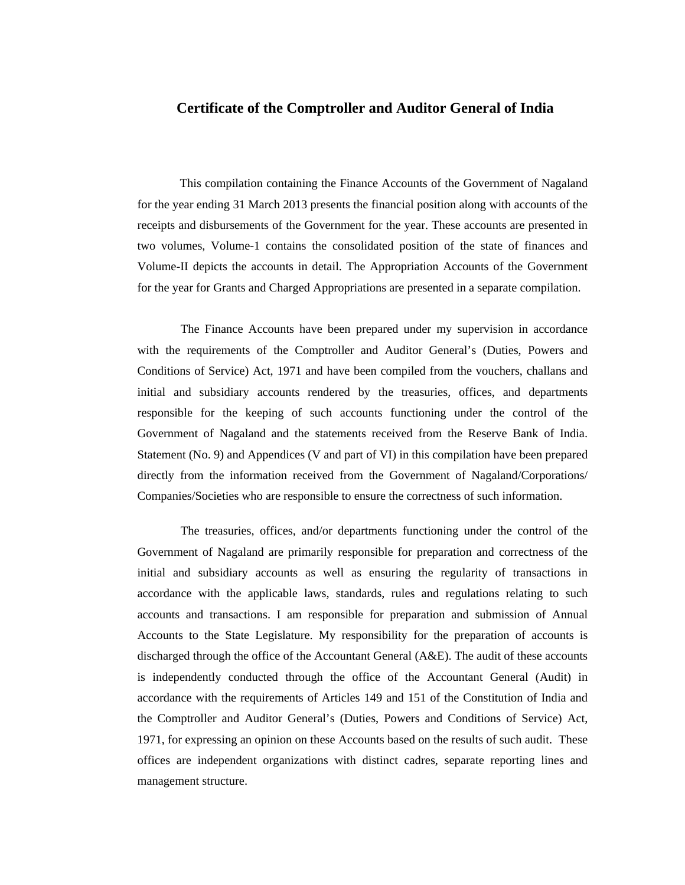# Certificate of the Comptroller and Auditor General of India

This compilation containing the Finance Accounts of the Government of Nagaland for the year ending 31 March 2013 presents the financial position along with accounts of the receipts and disbursements of the Government for the year. These accounts are presented in two volumes, Volume-1 contains the consolidated position of the state of finances and Volume-II depicts the accounts in detail. The Appropriation Accounts of the Government for the year for Grants and Charged Appropriations are presented in a separate compilation.

The Finance Accounts have been prepared under my supervision in accordance with the requirements of the Comptroller and Auditor General's (Duties, Powers and Conditions of Service) Act, 1971 and have been compiled from the vouchers, challans and initial and subsidiary accounts rendered by the treasuries, offices, and departments responsible for the keeping of such accounts functioning under the control of the Government of Nagaland and the statements received from the Reserve Bank of India. Statement (No. 9) and Appendices (V and part of VI) in this compilation have been prepared directly from the information received from the Government of Nagaland/Corporations/ Companies/Societies who are responsible to ensure the correctness of such information.

The treasuries, offices, and/or departments functioning under the control of the Government of Nagaland are primarily responsible for preparation and correctness of the initial and subsidiary accounts as well as ensuring the regularity of transactions in accordance with the applicable laws, standards, rules and regulations relating to such accounts and transactions. I am responsible for preparation and submission of Annual Accounts to the State Legislature. My responsibility for the preparation of accounts is discharged through the office of the Accountant General (A&E). The audit of these accounts is independently conducted through the office of the Accountant General (Audit) in accordance with the requirements of Articles 149 and 151 of the Constitution of India and the Comptroller and Auditor General's (Duties, Powers and Conditions of Service) Act, 1971, for expressing an opinion on these Accounts based on the results of such audit. These offices are independent organizations with distinct cadres, separate reporting lines and management structure.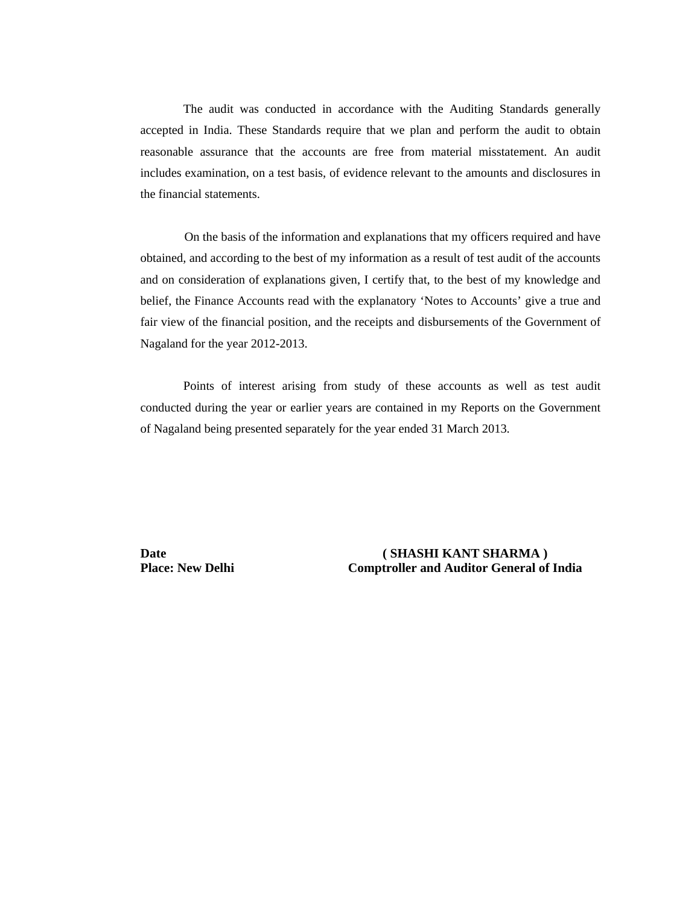The audit was conducted in accordance with the Auditing Standards generally accepted in India. These Standards require that we plan and perform the audit to obtain reasonable assurance that the accounts are free from material misstatement. An audit includes examination, on a test basis, of evidence relevant to the amounts and disclosures in the financial statements.

On the basis of the information and explanations that my officers required and have obtained, and according to the best of my information as a result of test audit of the accounts and on consideration of explanations given, I certify that, to the best of my knowledge and belief, the Finance Accounts read with the explanatory 'Notes to Accounts' give a true and fair view of the financial position, and the receipts and disbursements of the Government of Nagaland for the year 2012-2013.

Points of interest arising from study of these accounts as well as test audit conducted during the year or earlier years are contained in my Reports on the Government of Nagaland being presented separately for the year ended 31 March 2013.

**Date** **( SHASHI KANT SHARMA )**

**Place: New Delhi** **Comptroller and Auditor General of India**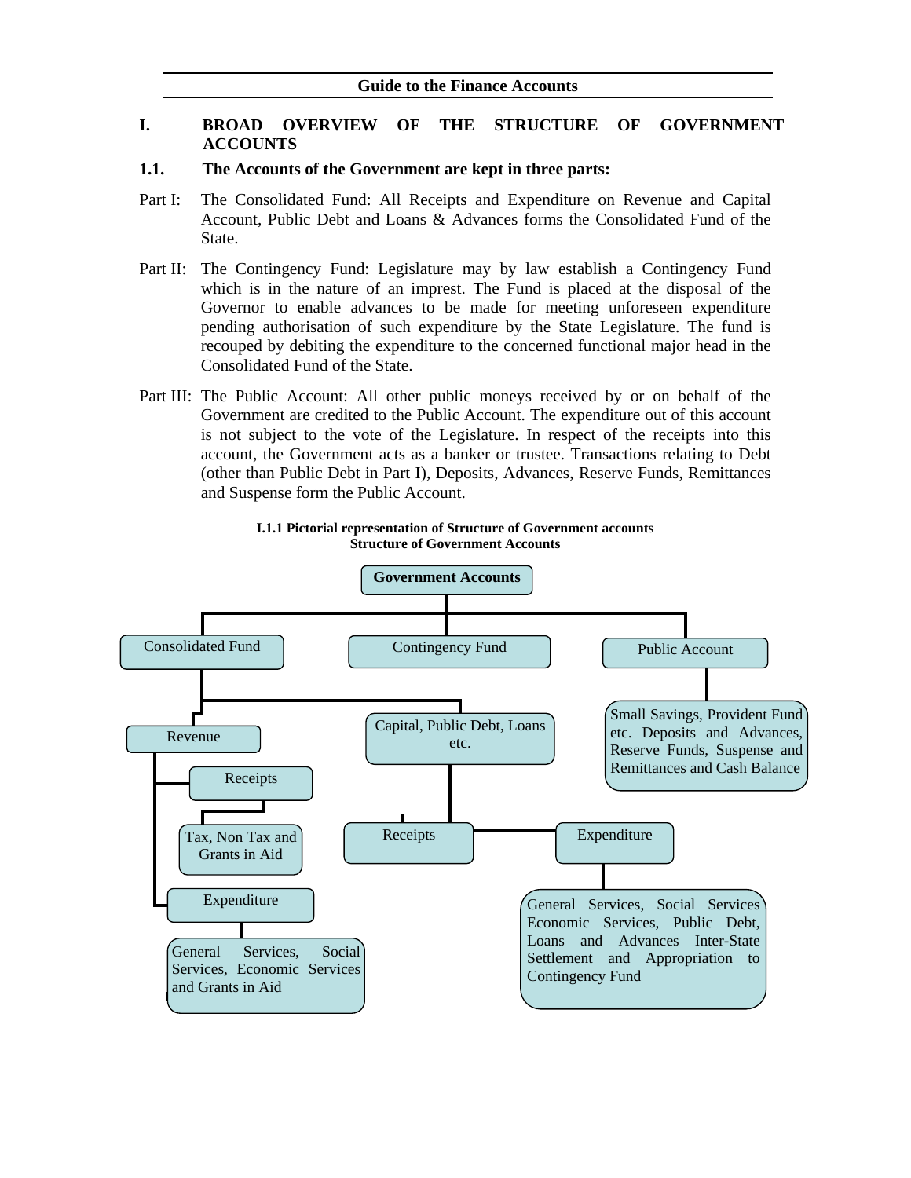Guide to the Finance Accounts

# I. BROAD OVERVIEW OF THE STRUCTURE OF GOVERNMENT ACCOUNTS

## 1.1. The Accounts of the Government are kept in three parts:

Part I: The Consolidated Fund: All Receipts and Expenditure on Revenue and Capital Account, Public Debt and Loans & Advances forms the Consolidated Fund of the State.

Part II: The Contingency Fund: Legislature may by law establish a Contingency Fund which is in the nature of an imprest. The Fund is placed at the disposal of the Governor to enable advances to be made for meeting unforeseen expenditure pending authorisation of such expenditure by the State Legislature. The fund is recouped by debiting the expenditure to the concerned functional major head in the Consolidated Fund of the State.

Part III: The Public Account: All other public moneys received by or on behalf of the Government are credited to the Public Account. The expenditure out of this account is not subject to the vote of the Legislature. In respect of the receipts into this account, the Government acts as a banker or trustee. Transactions relating to Debt (other than Public Debt in Part I), Deposits, Advances, Reserve Funds, Remittances and Suspense form the Public Account.

**I.1.1 Pictorial representation of Structure of Government accounts**
**Structure of Government Accounts**

- **Government Accounts**
  - Consolidated Fund
    - Revenue
      - Receipts
        - Tax, Non Tax and Grants in Aid
      - Expenditure
        - General Services, Social Services, Economic Services and Grants in Aid
    - Capital, Public Debt, Loans etc.
      - Receipts
      - Expenditure
        - General Services, Social Services Economic Services, Public Debt, Loans and Advances Inter-State Settlement and Appropriation to Contingency Fund
  - Contingency Fund
  - Public Account
    - Small Savings, Provident Fund etc. Deposits and Advances, Reserve Funds, Suspense and Remittances and Cash Balance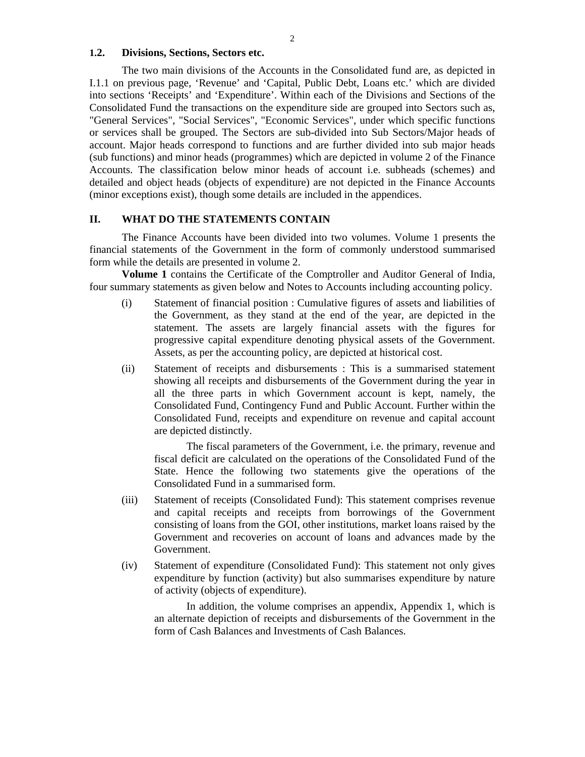### 1.2. Divisions, Sections, Sectors etc.

The two main divisions of the Accounts in the Consolidated fund are, as depicted in I.1.1 on previous page, 'Revenue' and 'Capital, Public Debt, Loans etc.' which are divided into sections 'Receipts' and 'Expenditure'. Within each of the Divisions and Sections of the Consolidated Fund the transactions on the expenditure side are grouped into Sectors such as, "General Services", "Social Services", "Economic Services", under which specific functions or services shall be grouped. The Sectors are sub-divided into Sub Sectors/Major heads of account. Major heads correspond to functions and are further divided into sub major heads (sub functions) and minor heads (programmes) which are depicted in volume 2 of the Finance Accounts. The classification below minor heads of account i.e. subheads (schemes) and detailed and object heads (objects of expenditure) are not depicted in the Finance Accounts (minor exceptions exist), though some details are included in the appendices.

## II. WHAT DO THE STATEMENTS CONTAIN

The Finance Accounts have been divided into two volumes. Volume 1 presents the financial statements of the Government in the form of commonly understood summarised form while the details are presented in volume 2.

**Volume 1** contains the Certificate of the Comptroller and Auditor General of India, four summary statements as given below and Notes to Accounts including accounting policy.

(i) Statement of financial position : Cumulative figures of assets and liabilities of the Government, as they stand at the end of the year, are depicted in the statement. The assets are largely financial assets with the figures for progressive capital expenditure denoting physical assets of the Government. Assets, as per the accounting policy, are depicted at historical cost.

(ii) Statement of receipts and disbursements : This is a summarised statement showing all receipts and disbursements of the Government during the year in all the three parts in which Government account is kept, namely, the Consolidated Fund, Contingency Fund and Public Account. Further within the Consolidated Fund, receipts and expenditure on revenue and capital account are depicted distinctly.

The fiscal parameters of the Government, i.e. the primary, revenue and fiscal deficit are calculated on the operations of the Consolidated Fund of the State. Hence the following two statements give the operations of the Consolidated Fund in a summarised form.

(iii) Statement of receipts (Consolidated Fund): This statement comprises revenue and capital receipts and receipts from borrowings of the Government consisting of loans from the GOI, other institutions, market loans raised by the Government and recoveries on account of loans and advances made by the Government.

(iv) Statement of expenditure (Consolidated Fund): This statement not only gives expenditure by function (activity) but also summarises expenditure by nature of activity (objects of expenditure).

In addition, the volume comprises an appendix, Appendix 1, which is an alternate depiction of receipts and disbursements of the Government in the form of Cash Balances and Investments of Cash Balances.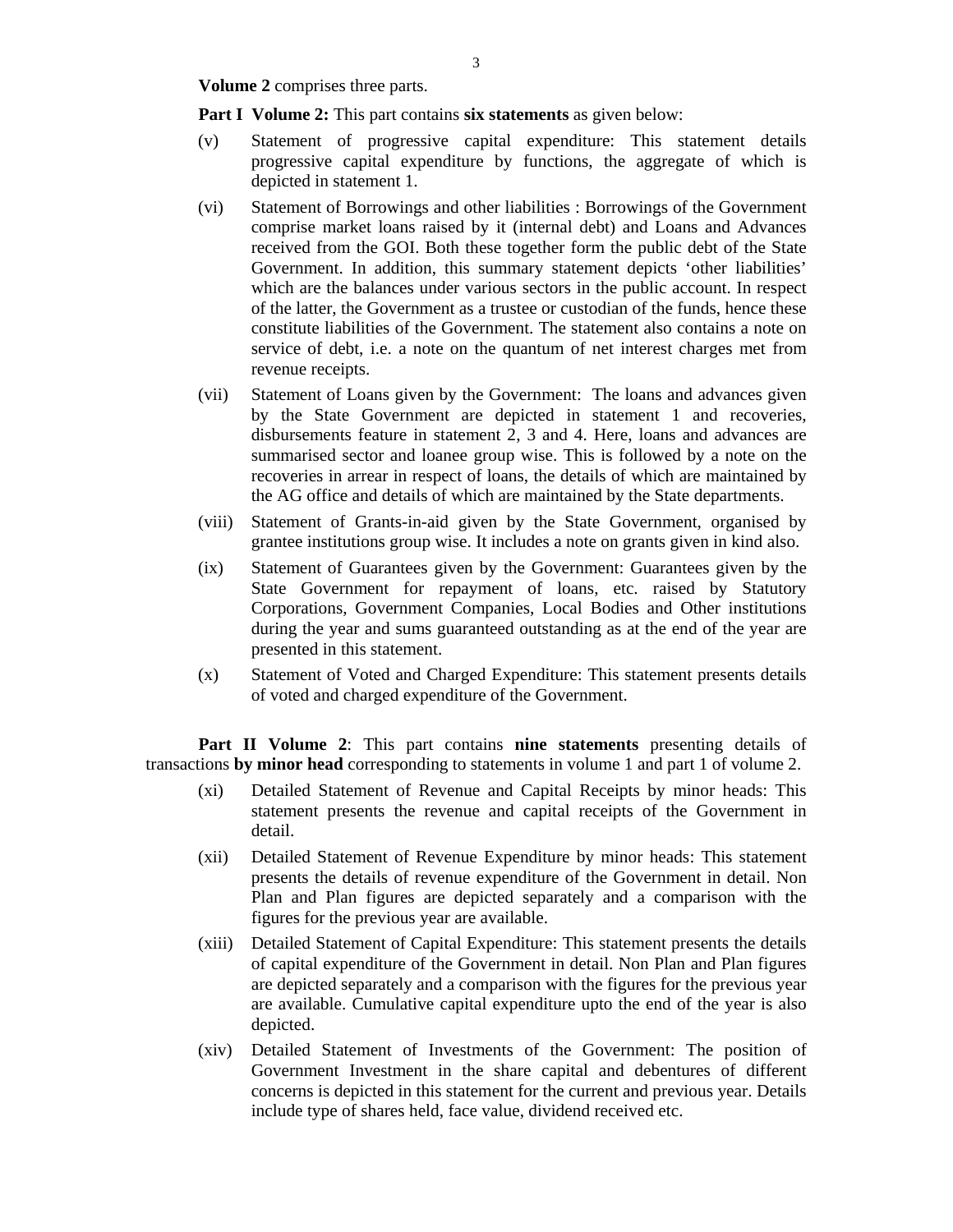**Volume 2** comprises three parts.

**Part I Volume 2:** This part contains **six statements** as given below:

(v) Statement of progressive capital expenditure: This statement details progressive capital expenditure by functions, the aggregate of which is depicted in statement 1.

(vi) Statement of Borrowings and other liabilities : Borrowings of the Government comprise market loans raised by it (internal debt) and Loans and Advances received from the GOI. Both these together form the public debt of the State Government. In addition, this summary statement depicts 'other liabilities' which are the balances under various sectors in the public account. In respect of the latter, the Government as a trustee or custodian of the funds, hence these constitute liabilities of the Government. The statement also contains a note on service of debt, i.e. a note on the quantum of net interest charges met from revenue receipts.

(vii) Statement of Loans given by the Government: The loans and advances given by the State Government are depicted in statement 1 and recoveries, disbursements feature in statement 2, 3 and 4. Here, loans and advances are summarised sector and loanee group wise. This is followed by a note on the recoveries in arrear in respect of loans, the details of which are maintained by the AG office and details of which are maintained by the State departments.

(viii) Statement of Grants-in-aid given by the State Government, organised by grantee institutions group wise. It includes a note on grants given in kind also.

(ix) Statement of Guarantees given by the Government: Guarantees given by the State Government for repayment of loans, etc. raised by Statutory Corporations, Government Companies, Local Bodies and Other institutions during the year and sums guaranteed outstanding as at the end of the year are presented in this statement.

(x) Statement of Voted and Charged Expenditure: This statement presents details of voted and charged expenditure of the Government.

**Part II Volume 2**: This part contains **nine statements** presenting details of transactions **by minor head** corresponding to statements in volume 1 and part 1 of volume 2.

(xi) Detailed Statement of Revenue and Capital Receipts by minor heads: This statement presents the revenue and capital receipts of the Government in detail.

(xii) Detailed Statement of Revenue Expenditure by minor heads: This statement presents the details of revenue expenditure of the Government in detail. Non Plan and Plan figures are depicted separately and a comparison with the figures for the previous year are available.

(xiii) Detailed Statement of Capital Expenditure: This statement presents the details of capital expenditure of the Government in detail. Non Plan and Plan figures are depicted separately and a comparison with the figures for the previous year are available. Cumulative capital expenditure upto the end of the year is also depicted.

(xiv) Detailed Statement of Investments of the Government: The position of Government Investment in the share capital and debentures of different concerns is depicted in this statement for the current and previous year. Details include type of shares held, face value, dividend received etc.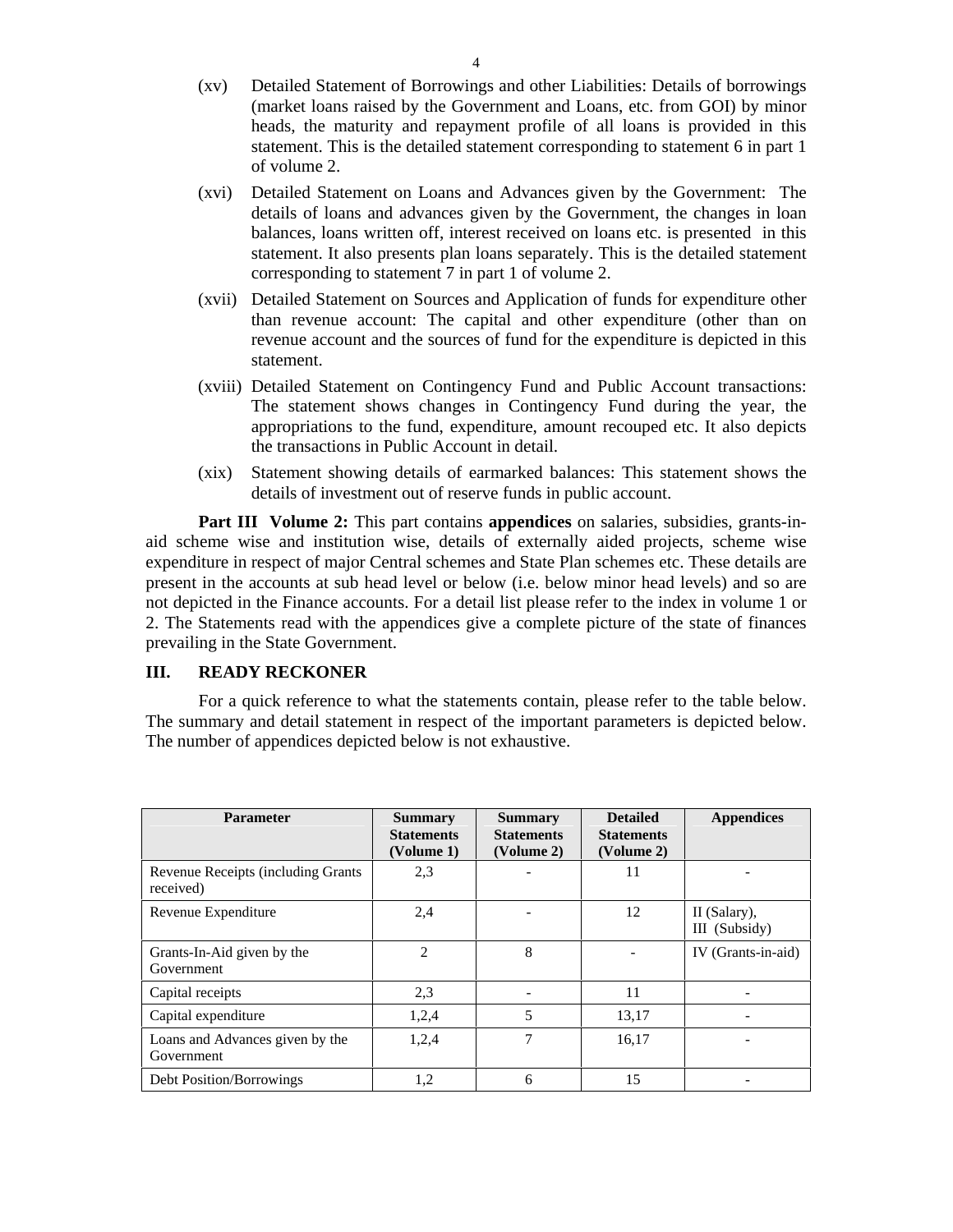(xv) Detailed Statement of Borrowings and other Liabilities: Details of borrowings (market loans raised by the Government and Loans, etc. from GOI) by minor heads, the maturity and repayment profile of all loans is provided in this statement. This is the detailed statement corresponding to statement 6 in part 1 of volume 2.

(xvi) Detailed Statement on Loans and Advances given by the Government: The details of loans and advances given by the Government, the changes in loan balances, loans written off, interest received on loans etc. is presented in this statement. It also presents plan loans separately. This is the detailed statement corresponding to statement 7 in part 1 of volume 2.

(xvii) Detailed Statement on Sources and Application of funds for expenditure other than revenue account: The capital and other expenditure (other than on revenue account and the sources of fund for the expenditure is depicted in this statement.

(xviii) Detailed Statement on Contingency Fund and Public Account transactions: The statement shows changes in Contingency Fund during the year, the appropriations to the fund, expenditure, amount recouped etc. It also depicts the transactions in Public Account in detail.

(xix) Statement showing details of earmarked balances: This statement shows the details of investment out of reserve funds in public account.

**Part III Volume 2:** This part contains **appendices** on salaries, subsidies, grants-in-aid scheme wise and institution wise, details of externally aided projects, scheme wise expenditure in respect of major Central schemes and State Plan schemes etc. These details are present in the accounts at sub head level or below (i.e. below minor head levels) and so are not depicted in the Finance accounts. For a detail list please refer to the index in volume 1 or 2. The Statements read with the appendices give a complete picture of the state of finances prevailing in the State Government.

## III. READY RECKONER

For a quick reference to what the statements contain, please refer to the table below. The summary and detail statement in respect of the important parameters is depicted below. The number of appendices depicted below is not exhaustive.

| Parameter | Summary Statements (Volume 1) | Summary Statements (Volume 2) | Detailed Statements (Volume 2) | Appendices |
|---|---|---|---|---|
| Revenue Receipts (including Grants received) | 2,3 | - | 11 | - |
| Revenue Expenditure | 2,4 | - | 12 | II (Salary), III (Subsidy) |
| Grants-In-Aid given by the Government | 2 | 8 | - | IV (Grants-in-aid) |
| Capital receipts | 2,3 | - | 11 | - |
| Capital expenditure | 1,2,4 | 5 | 13,17 | - |
| Loans and Advances given by the Government | 1,2,4 | 7 | 16,17 | - |
| Debt Position/Borrowings | 1,2 | 6 | 15 | - |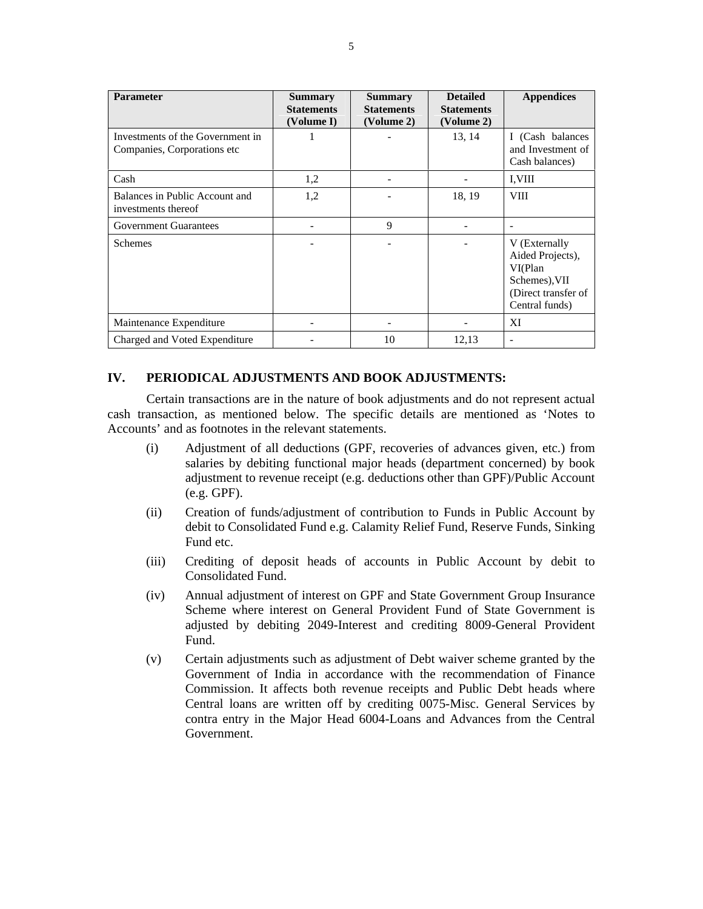| Parameter | Summary Statements (Volume I) | Summary Statements (Volume 2) | Detailed Statements (Volume 2) | Appendices |
|---|---|---|---|---|
| Investments of the Government in Companies, Corporations etc | 1 | - | 13, 14 | I (Cash balances and Investment of Cash balances) |
| Cash | 1,2 | - | - | I,VIII |
| Balances in Public Account and investments thereof | 1,2 | - | 18, 19 | VIII |
| Government Guarantees | - | 9 | - | - |
| Schemes | - | - | - | V (Externally Aided Projects), VI(Plan Schemes),VII (Direct transfer of Central funds) |
| Maintenance Expenditure | - | - | - | XI |
| Charged and Voted Expenditure | - | 10 | 12,13 | - |

## IV. PERIODICAL ADJUSTMENTS AND BOOK ADJUSTMENTS:

Certain transactions are in the nature of book adjustments and do not represent actual cash transaction, as mentioned below. The specific details are mentioned as 'Notes to Accounts' and as footnotes in the relevant statements.

(i) Adjustment of all deductions (GPF, recoveries of advances given, etc.) from salaries by debiting functional major heads (department concerned) by book adjustment to revenue receipt (e.g. deductions other than GPF)/Public Account (e.g. GPF).

(ii) Creation of funds/adjustment of contribution to Funds in Public Account by debit to Consolidated Fund e.g. Calamity Relief Fund, Reserve Funds, Sinking Fund etc.

(iii) Crediting of deposit heads of accounts in Public Account by debit to Consolidated Fund.

(iv) Annual adjustment of interest on GPF and State Government Group Insurance Scheme where interest on General Provident Fund of State Government is adjusted by debiting 2049-Interest and crediting 8009-General Provident Fund.

(v) Certain adjustments such as adjustment of Debt waiver scheme granted by the Government of India in accordance with the recommendation of Finance Commission. It affects both revenue receipts and Public Debt heads where Central loans are written off by crediting 0075-Misc. General Services by contra entry in the Major Head 6004-Loans and Advances from the Central Government.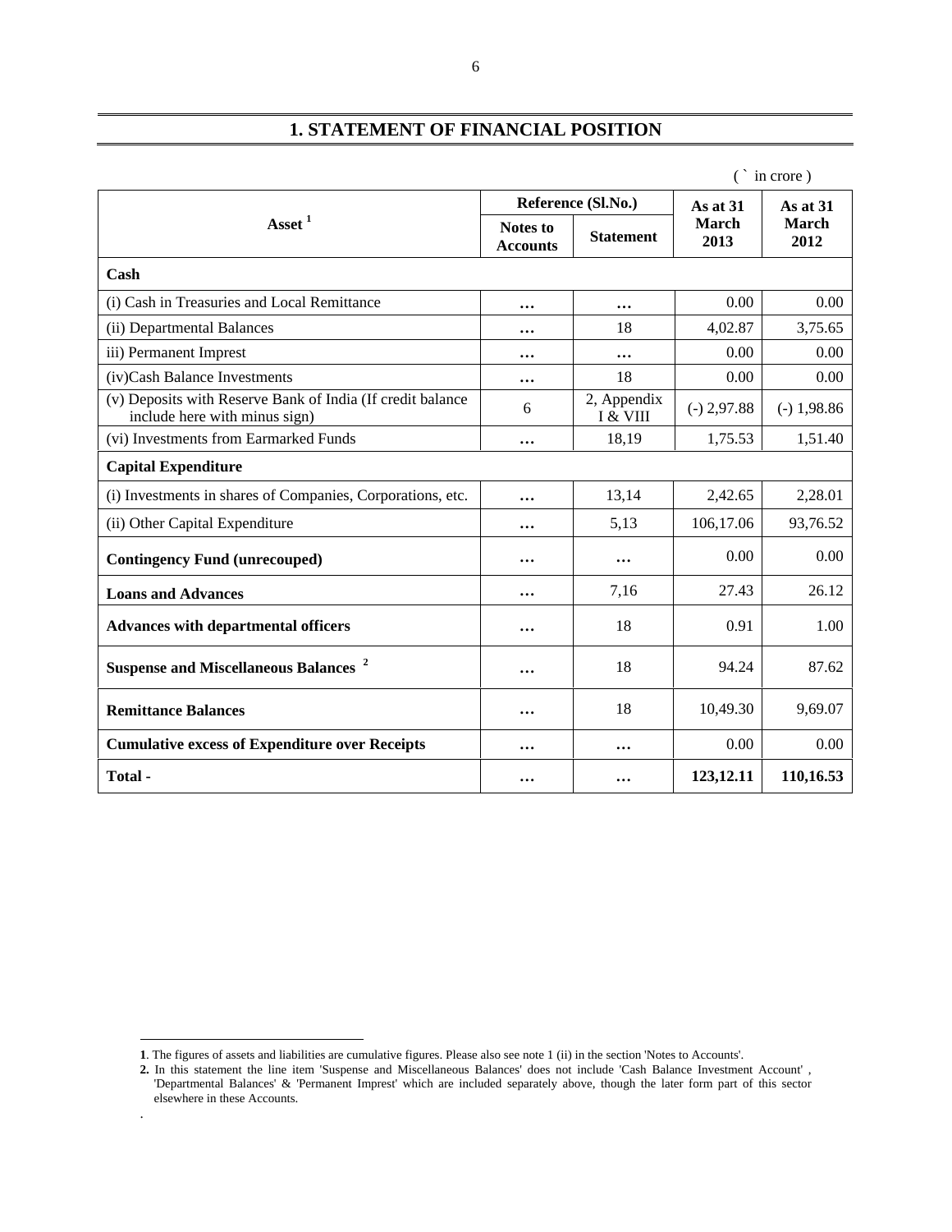# 1. STATEMENT OF FINANCIAL POSITION

( ` in crore )

| Asset [1] | Reference (Sl.No.) | | As at 31 March 2013 | As at 31 March 2012 |
|---|---|---|---|---|
| | Notes to Accounts | Statement | | |
| **Cash** | | | | |
| (i) Cash in Treasuries and Local Remittance | … | … | 0.00 | 0.00 |
| (ii) Departmental Balances | … | 18 | 4,02.87 | 3,75.65 |
| iii) Permanent Imprest | … | … | 0.00 | 0.00 |
| (iv)Cash Balance Investments | … | 18 | 0.00 | 0.00 |
| (v) Deposits with Reserve Bank of India (If credit balance include here with minus sign) | 6 | 2, Appendix I & VIII | (-) 2,97.88 | (-) 1,98.86 |
| (vi) Investments from Earmarked Funds | … | 18,19 | 1,75.53 | 1,51.40 |
| **Capital Expenditure** | | | | |
| (i) Investments in shares of Companies, Corporations, etc. | … | 13,14 | 2,42.65 | 2,28.01 |
| (ii) Other Capital Expenditure | … | 5,13 | 106,17.06 | 93,76.52 |
| **Contingency Fund (unrecouped)** | … | … | 0.00 | 0.00 |
| **Loans and Advances** | … | 7,16 | 27.43 | 26.12 |
| **Advances with departmental officers** | … | 18 | 0.91 | 1.00 |
| **Suspense and Miscellaneous Balances** [2] | … | 18 | 94.24 | 87.62 |
| **Remittance Balances** | … | 18 | 10,49.30 | 9,69.07 |
| **Cumulative excess of Expenditure over Receipts** | … | … | 0.00 | 0.00 |
| **Total -** | … | … | **123,12.11** | **110,16.53** |

**1**. The figures of assets and liabilities are cumulative figures. Please also see note 1 (ii) in the section 'Notes to Accounts'.

**2.** In this statement the line item 'Suspense and Miscellaneous Balances' does not include 'Cash Balance Investment Account' , 'Departmental Balances' & 'Permanent Imprest' which are included separately above, though the later form part of this sector elsewhere in these Accounts.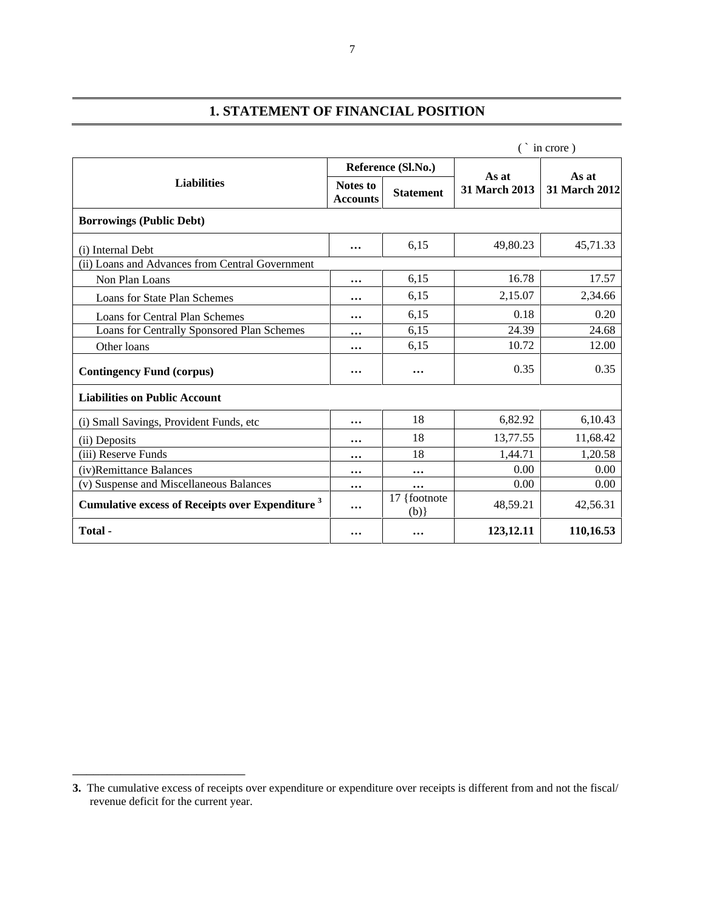# 1. STATEMENT OF FINANCIAL POSITION

( ` in crore )

| Liabilities | Reference (Sl.No.) | | As at 31 March 2013 | As at 31 March 2012 |
|---|---|---|---|---|
| | Notes to Accounts | Statement | | |
| **Borrowings (Public Debt)** | | | | |
| (i) Internal Debt | … | 6,15 | 49,80.23 | 45,71.33 |
| (ii) Loans and Advances from Central Government | | | | |
| Non Plan Loans | … | 6,15 | 16.78 | 17.57 |
| Loans for State Plan Schemes | … | 6,15 | 2,15.07 | 2,34.66 |
| Loans for Central Plan Schemes | … | 6,15 | 0.18 | 0.20 |
| Loans for Centrally Sponsored Plan Schemes | … | 6,15 | 24.39 | 24.68 |
| Other loans | … | 6,15 | 10.72 | 12.00 |
| **Contingency Fund (corpus)** | … | … | 0.35 | 0.35 |
| **Liabilities on Public Account** | | | | |
| (i) Small Savings, Provident Funds, etc | … | 18 | 6,82.92 | 6,10.43 |
| (ii) Deposits | … | 18 | 13,77.55 | 11,68.42 |
| (iii) Reserve Funds | … | 18 | 1,44.71 | 1,20.58 |
| (iv)Remittance Balances | … | … | 0.00 | 0.00 |
| (v) Suspense and Miscellaneous Balances | … | … | 0.00 | 0.00 |
| **Cumulative excess of Receipts over Expenditure** [3] | … | 17 {footnote (b)} | 48,59.21 | 42,56.31 |
| **Total -** | … | … | **123,12.11** | **110,16.53** |

---

**3.** The cumulative excess of receipts over expenditure or expenditure over receipts is different from and not the fiscal/ revenue deficit for the current year.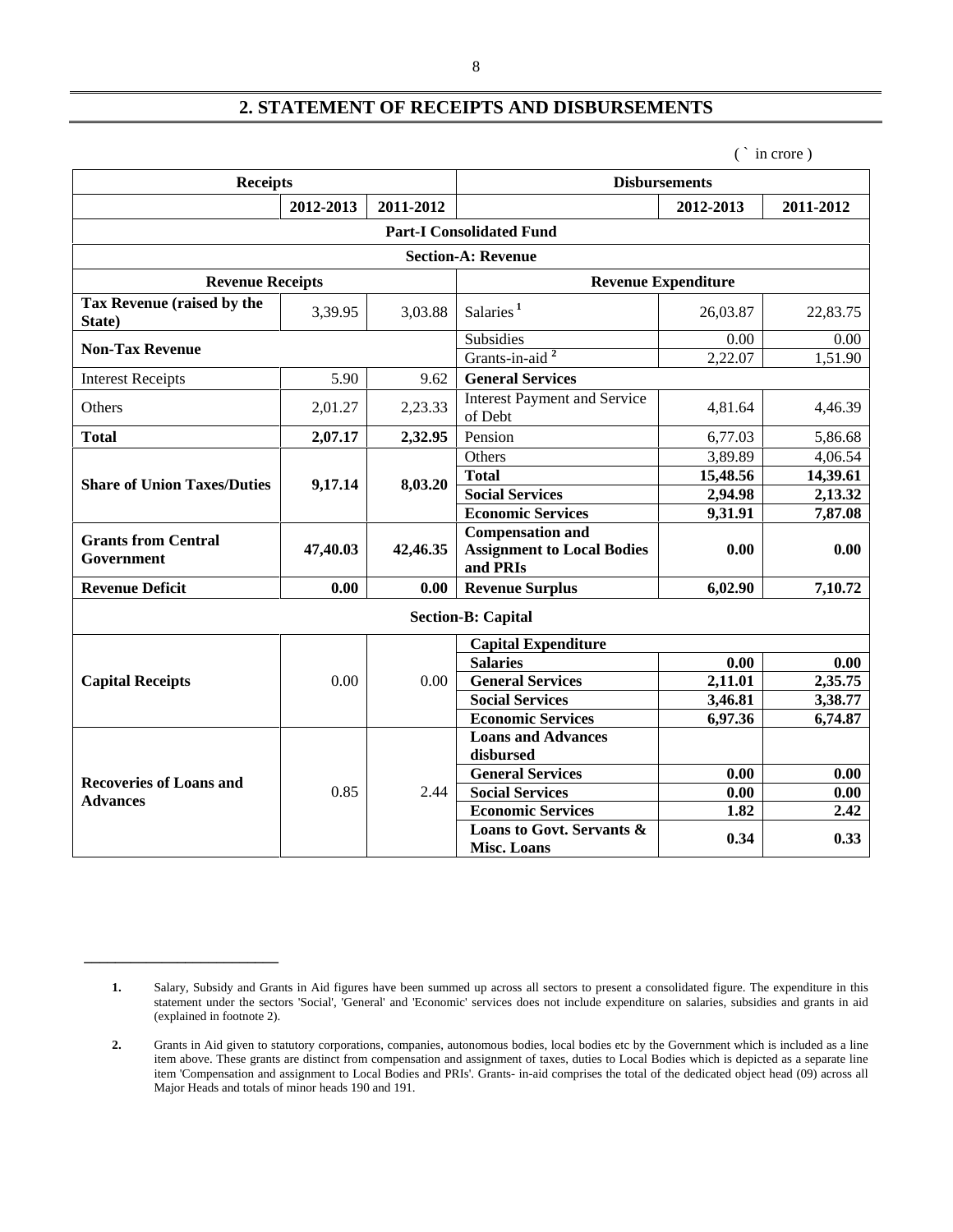## 2. STATEMENT OF RECEIPTS AND DISBURSEMENTS

( ` in crore )

| Receipts | | | Disbursements | | |
|---|---|---|---|---|---|
| | 2012-2013 | 2011-2012 | | 2012-2013 | 2011-2012 |
| **Part-I Consolidated Fund** | | | | | |
| **Section-A: Revenue** | | | | | |
| **Revenue Receipts** | | | **Revenue Expenditure** | | |
| **Tax Revenue (raised by the State)** | 3,39.95 | 3,03.88 | Salaries [1] | 26,03.87 | 22,83.75 |
| **Non-Tax Revenue** | | | Subsidies | 0.00 | 0.00 |
| | | | Grants-in-aid [2] | 2,22.07 | 1,51.90 |
| Interest Receipts | 5.90 | 9.62 | **General Services** | | |
| Others | 2,01.27 | 2,23.33 | Interest Payment and Service of Debt | 4,81.64 | 4,46.39 |
| **Total** | **2,07.17** | **2,32.95** | Pension | 6,77.03 | 5,86.68 |
| **Share of Union Taxes/Duties** | **9,17.14** | **8,03.20** | Others | 3,89.89 | 4,06.54 |
| | | | **Total** | **15,48.56** | **14,39.61** |
| | | | **Social Services** | **2,94.98** | **2,13.32** |
| | | | **Economic Services** | **9,31.91** | **7,87.08** |
| **Grants from Central Government** | **47,40.03** | **42,46.35** | **Compensation and Assignment to Local Bodies and PRIs** | **0.00** | **0.00** |
| **Revenue Deficit** | **0.00** | **0.00** | **Revenue Surplus** | **6,02.90** | **7,10.72** |
| **Section-B: Capital** | | | | | |
| **Capital Receipts** | 0.00 | 0.00 | **Capital Expenditure** | | |
| | | | **Salaries** | **0.00** | **0.00** |
| | | | **General Services** | **2,11.01** | **2,35.75** |
| | | | **Social Services** | **3,46.81** | **3,38.77** |
| | | | **Economic Services** | **6,97.36** | **6,74.87** |
| **Recoveries of Loans and Advances** | 0.85 | 2.44 | **Loans and Advances disbursed** | | |
| | | | **General Services** | **0.00** | **0.00** |
| | | | **Social Services** | **0.00** | **0.00** |
| | | | **Economic Services** | **1.82** | **2.42** |
| | | | **Loans to Govt. Servants & Misc. Loans** | **0.34** | **0.33** |

---

1. Salary, Subsidy and Grants in Aid figures have been summed up across all sectors to present a consolidated figure. The expenditure in this statement under the sectors 'Social', 'General' and 'Economic' services does not include expenditure on salaries, subsidies and grants in aid (explained in footnote 2).

2. Grants in Aid given to statutory corporations, companies, autonomous bodies, local bodies etc by the Government which is included as a line item above. These grants are distinct from compensation and assignment of taxes, duties to Local Bodies which is depicted as a separate line item 'Compensation and assignment to Local Bodies and PRIs'. Grants- in-aid comprises the total of the dedicated object head (09) across all Major Heads and totals of minor heads 190 and 191.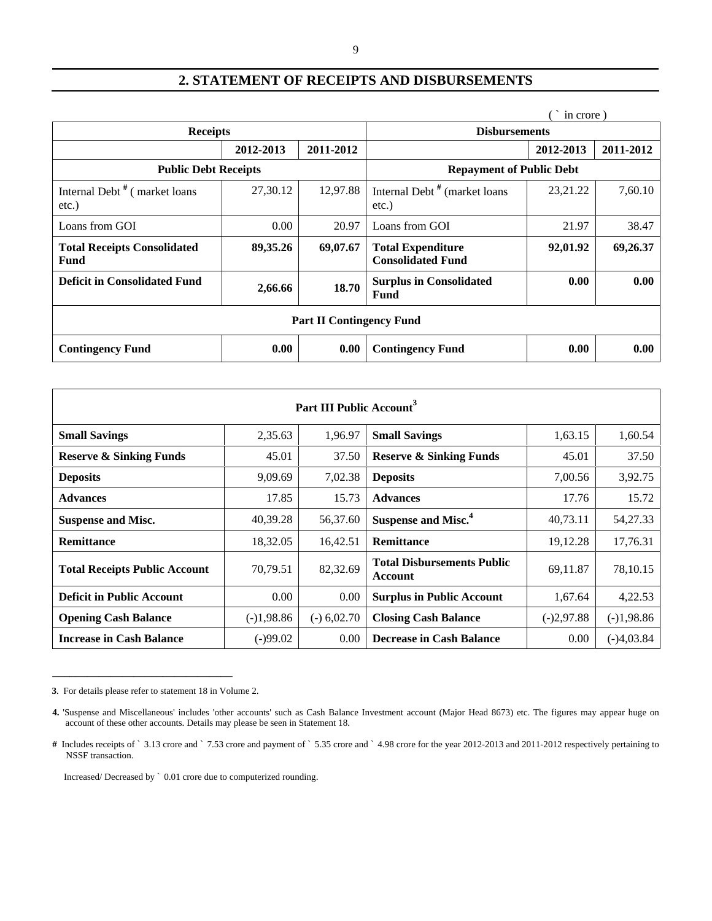## 2. STATEMENT OF RECEIPTS AND DISBURSEMENTS

( ` in crore )

| Receipts | | | Disbursements | | |
|---|---|---|---|---|---|
| | 2012-2013 | 2011-2012 | | 2012-2013 | 2011-2012 |
| **Public Debt Receipts** | | | **Repayment of Public Debt** | | |
| Internal Debt # ( market loans etc.) | 27,30.12 | 12,97.88 | Internal Debt # (market loans etc.) | 23,21.22 | 7,60.10 |
| Loans from GOI | 0.00 | 20.97 | Loans from GOI | 21.97 | 38.47 |
| **Total Receipts Consolidated Fund** | **89,35.26** | **69,07.67** | **Total Expenditure Consolidated Fund** | **92,01.92** | **69,26.37** |
| **Deficit in Consolidated Fund** | **2,66.66** | **18.70** | **Surplus in Consolidated Fund** | **0.00** | **0.00** |
| **Part II Contingency Fund** | | | | | |
| **Contingency Fund** | **0.00** | **0.00** | **Contingency Fund** | **0.00** | **0.00** |

| Part III Public Account[3] | | | | | |
|---|---|---|---|---|---|
| **Small Savings** | 2,35.63 | 1,96.97 | **Small Savings** | 1,63.15 | 1,60.54 |
| **Reserve & Sinking Funds** | 45.01 | 37.50 | **Reserve & Sinking Funds** | 45.01 | 37.50 |
| **Deposits** | 9,09.69 | 7,02.38 | **Deposits** | 7,00.56 | 3,92.75 |
| **Advances** | 17.85 | 15.73 | **Advances** | 17.76 | 15.72 |
| **Suspense and Misc.** | 40,39.28 | 56,37.60 | **Suspense and Misc.[4]** | 40,73.11 | 54,27.33 |
| **Remittance** | 18,32.05 | 16,42.51 | **Remittance** | 19,12.28 | 17,76.31 |
| **Total Receipts Public Account** | 70,79.51 | 82,32.69 | **Total Disbursements Public Account** | 69,11.87 | 78,10.15 |
| **Deficit in Public Account** | 0.00 | 0.00 | **Surplus in Public Account** | 1,67.64 | 4,22.53 |
| **Opening Cash Balance** | (-)1,98.86 | (-) 6,02.70 | **Closing Cash Balance** | (-)2,97.88 | (-)1,98.86 |
| **Increase in Cash Balance** | (-)99.02 | 0.00 | **Decrease in Cash Balance** | 0.00 | (-)4,03.84 |

**3**. For details please refer to statement 18 in Volume 2.

**4.** 'Suspense and Miscellaneous' includes 'other accounts' such as Cash Balance Investment account (Major Head 8673) etc. The figures may appear huge on account of these other accounts. Details may please be seen in Statement 18.

**#** Includes receipts of ` 3.13 crore and ` 7.53 crore and payment of ` 5.35 crore and ` 4.98 crore for the year 2012-2013 and 2011-2012 respectively pertaining to NSSF transaction.

Increased/ Decreased by ` 0.01 crore due to computerized rounding.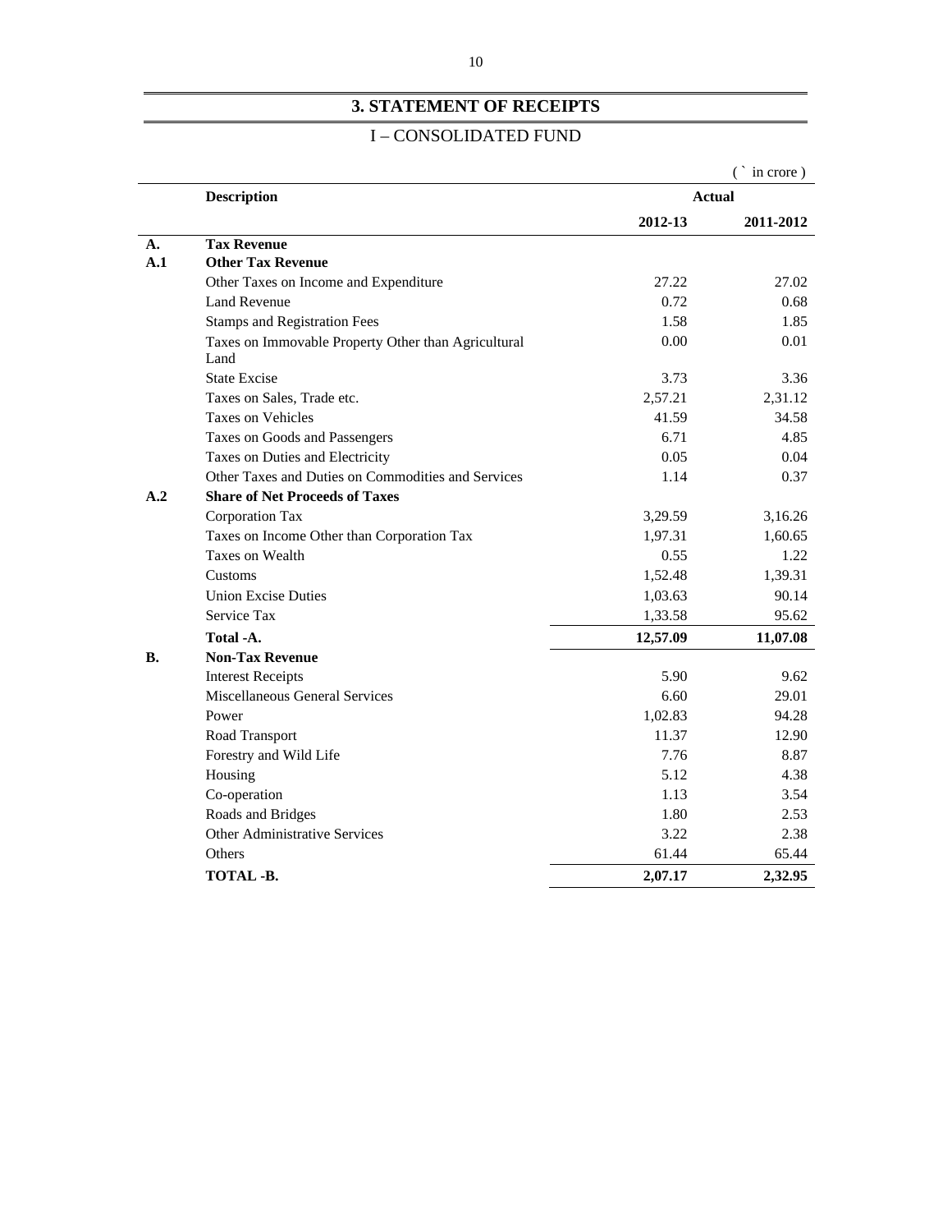## 3. STATEMENT OF RECEIPTS

### I – CONSOLIDATED FUND

( ` in crore )

| | Description | Actual | |
|---|---|---|---|
| | | 2012-13 | 2011-2012 |
| **A.** | **Tax Revenue** | | |
| **A.1** | **Other Tax Revenue** | | |
| | Other Taxes on Income and Expenditure | 27.22 | 27.02 |
| | Land Revenue | 0.72 | 0.68 |
| | Stamps and Registration Fees | 1.58 | 1.85 |
| | Taxes on Immovable Property Other than Agricultural Land | 0.00 | 0.01 |
| | State Excise | 3.73 | 3.36 |
| | Taxes on Sales, Trade etc. | 2,57.21 | 2,31.12 |
| | Taxes on Vehicles | 41.59 | 34.58 |
| | Taxes on Goods and Passengers | 6.71 | 4.85 |
| | Taxes on Duties and Electricity | 0.05 | 0.04 |
| | Other Taxes and Duties on Commodities and Services | 1.14 | 0.37 |
| **A.2** | **Share of Net Proceeds of Taxes** | | |
| | Corporation Tax | 3,29.59 | 3,16.26 |
| | Taxes on Income Other than Corporation Tax | 1,97.31 | 1,60.65 |
| | Taxes on Wealth | 0.55 | 1.22 |
| | Customs | 1,52.48 | 1,39.31 |
| | Union Excise Duties | 1,03.63 | 90.14 |
| | Service Tax | 1,33.58 | 95.62 |
| | **Total -A.** | **12,57.09** | **11,07.08** |
| **B.** | **Non-Tax Revenue** | | |
| | Interest Receipts | 5.90 | 9.62 |
| | Miscellaneous General Services | 6.60 | 29.01 |
| | Power | 1,02.83 | 94.28 |
| | Road Transport | 11.37 | 12.90 |
| | Forestry and Wild Life | 7.76 | 8.87 |
| | Housing | 5.12 | 4.38 |
| | Co-operation | 1.13 | 3.54 |
| | Roads and Bridges | 1.80 | 2.53 |
| | Other Administrative Services | 3.22 | 2.38 |
| | Others | 61.44 | 65.44 |
| | **TOTAL -B.** | **2,07.17** | **2,32.95** |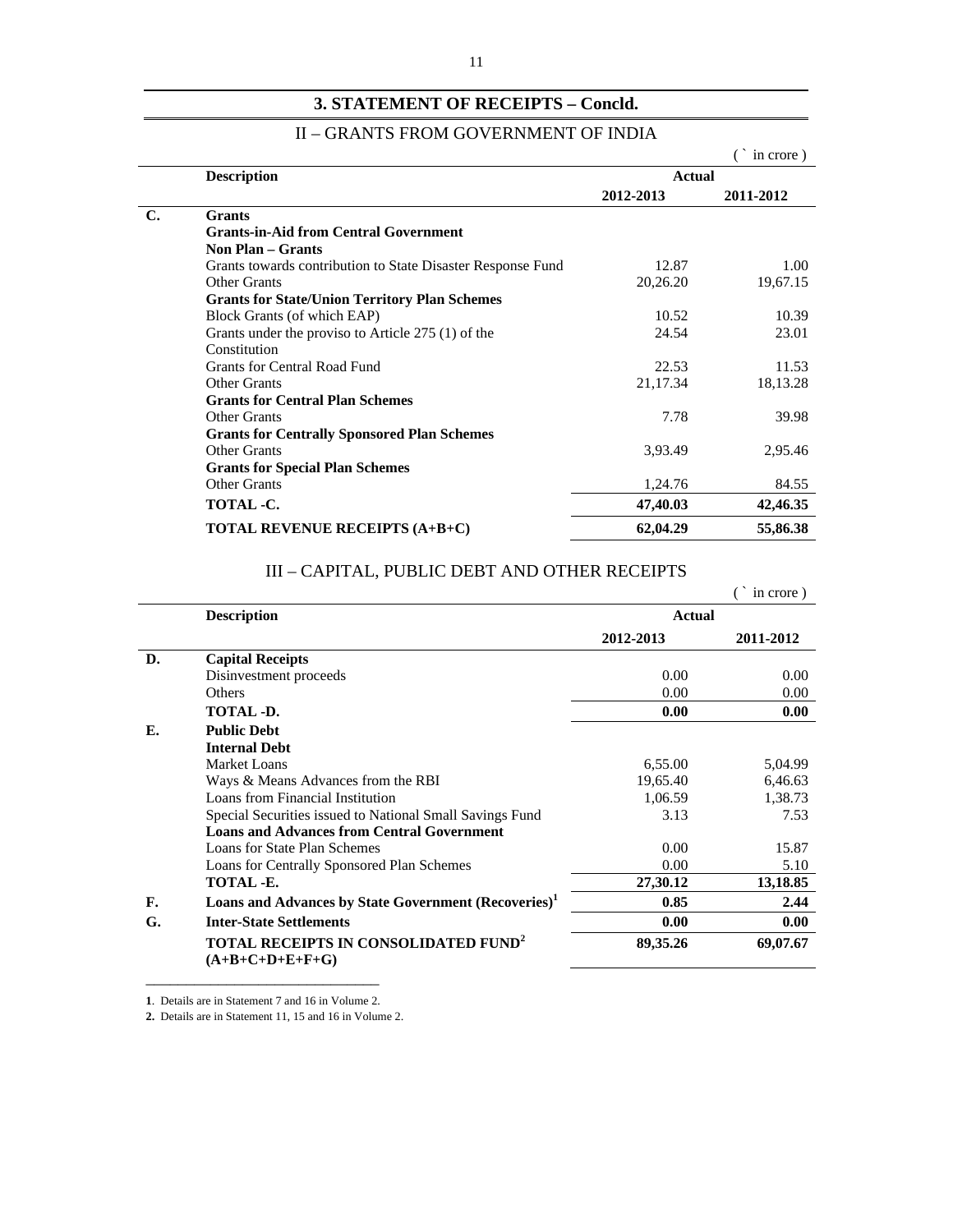## 3. STATEMENT OF RECEIPTS – Concld.

### II – GRANTS FROM GOVERNMENT OF INDIA

( ` in crore )

| | Description | Actual | |
|---|---|---|---|
| | | 2012-2013 | 2011-2012 |
| **C.** | **Grants** | | |
| | **Grants-in-Aid from Central Government** | | |
| | **Non Plan – Grants** | | |
| | Grants towards contribution to State Disaster Response Fund | 12.87 | 1.00 |
| | Other Grants | 20,26.20 | 19,67.15 |
| | **Grants for State/Union Territory Plan Schemes** | | |
| | Block Grants (of which EAP) | 10.52 | 10.39 |
| | Grants under the proviso to Article 275 (1) of the Constitution | 24.54 | 23.01 |
| | Grants for Central Road Fund | 22.53 | 11.53 |
| | Other Grants | 21,17.34 | 18,13.28 |
| | **Grants for Central Plan Schemes** | | |
| | Other Grants | 7.78 | 39.98 |
| | **Grants for Centrally Sponsored Plan Schemes** | | |
| | Other Grants | 3,93.49 | 2,95.46 |
| | **Grants for Special Plan Schemes** | | |
| | Other Grants | 1,24.76 | 84.55 |
| | **TOTAL -C.** | **47,40.03** | **42,46.35** |
| | **TOTAL REVENUE RECEIPTS (A+B+C)** | **62,04.29** | **55,86.38** |

### III – CAPITAL, PUBLIC DEBT AND OTHER RECEIPTS

( ` in crore )

| | Description | Actual | |
|---|---|---|---|
| | | 2012-2013 | 2011-2012 |
| **D.** | **Capital Receipts** | | |
| | Disinvestment proceeds | 0.00 | 0.00 |
| | Others | 0.00 | 0.00 |
| | **TOTAL -D.** | **0.00** | **0.00** |
| **E.** | **Public Debt** | | |
| | **Internal Debt** | | |
| | Market Loans | 6,55.00 | 5,04.99 |
| | Ways & Means Advances from the RBI | 19,65.40 | 6,46.63 |
| | Loans from Financial Institution | 1,06.59 | 1,38.73 |
| | Special Securities issued to National Small Savings Fund | 3.13 | 7.53 |
| | **Loans and Advances from Central Government** | | |
| | Loans for State Plan Schemes | 0.00 | 15.87 |
| | Loans for Centrally Sponsored Plan Schemes | 0.00 | 5.10 |
| | **TOTAL -E.** | **27,30.12** | **13,18.85** |
| **F.** | **Loans and Advances by State Government (Recoveries)[1]** | **0.85** | **2.44** |
| **G.** | **Inter-State Settlements** | **0.00** | **0.00** |
| | **TOTAL RECEIPTS IN CONSOLIDATED FUND[2] (A+B+C+D+E+F+G)** | **89,35.26** | **69,07.67** |

**1**. Details are in Statement 7 and 16 in Volume 2.

**2.** Details are in Statement 11, 15 and 16 in Volume 2.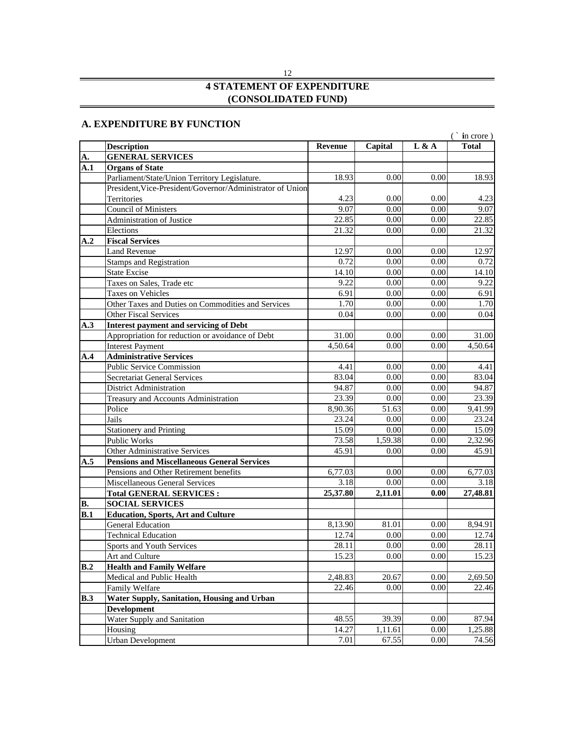# 4 STATEMENT OF EXPENDITURE (CONSOLIDATED FUND)

## A. EXPENDITURE BY FUNCTION

(` in crore )

| | Description | Revenue | Capital | L & A | Total |
|---|---|---|---|---|---|
| **A.** | **GENERAL SERVICES** | | | | |
| **A.1** | **Organs of State** | | | | |
| | Parliament/State/Union Territory Legislature. | 18.93 | 0.00 | 0.00 | 18.93 |
| | President,Vice-President/Governor/Administrator of Union Territories | 4.23 | 0.00 | 0.00 | 4.23 |
| | Council of Ministers | 9.07 | 0.00 | 0.00 | 9.07 |
| | Administration of Justice | 22.85 | 0.00 | 0.00 | 22.85 |
| | Elections | 21.32 | 0.00 | 0.00 | 21.32 |
| **A.2** | **Fiscal Services** | | | | |
| | Land Revenue | 12.97 | 0.00 | 0.00 | 12.97 |
| | Stamps and Registration | 0.72 | 0.00 | 0.00 | 0.72 |
| | State Excise | 14.10 | 0.00 | 0.00 | 14.10 |
| | Taxes on Sales, Trade etc | 9.22 | 0.00 | 0.00 | 9.22 |
| | Taxes on Vehicles | 6.91 | 0.00 | 0.00 | 6.91 |
| | Other Taxes and Duties on Commodities and Services | 1.70 | 0.00 | 0.00 | 1.70 |
| | Other Fiscal Services | 0.04 | 0.00 | 0.00 | 0.04 |
| **A.3** | **Interest payment and servicing of Debt** | | | | |
| | Appropriation for reduction or avoidance of Debt | 31.00 | 0.00 | 0.00 | 31.00 |
| | Interest Payment | 4,50.64 | 0.00 | 0.00 | 4,50.64 |
| **A.4** | **Administrative Services** | | | | |
| | Public Service Commission | 4.41 | 0.00 | 0.00 | 4.41 |
| | Secretariat General Services | 83.04 | 0.00 | 0.00 | 83.04 |
| | District Administration | 94.87 | 0.00 | 0.00 | 94.87 |
| | Treasury and Accounts Administration | 23.39 | 0.00 | 0.00 | 23.39 |
| | Police | 8,90.36 | 51.63 | 0.00 | 9,41.99 |
| | Jails | 23.24 | 0.00 | 0.00 | 23.24 |
| | Stationery and Printing | 15.09 | 0.00 | 0.00 | 15.09 |
| | Public Works | 73.58 | 1,59.38 | 0.00 | 2,32.96 |
| | Other Administrative Services | 45.91 | 0.00 | 0.00 | 45.91 |
| **A.5** | **Pensions and Miscellaneous General Services** | | | | |
| | Pensions and Other Retirement benefits | 6,77.03 | 0.00 | 0.00 | 6,77.03 |
| | Miscellaneous General Services | 3.18 | 0.00 | 0.00 | 3.18 |
| | **Total GENERAL SERVICES :** | **25,37.80** | **2,11.01** | **0.00** | **27,48.81** |
| **B.** | **SOCIAL SERVICES** | | | | |
| **B.1** | **Education, Sports, Art and Culture** | | | | |
| | General Education | 8,13.90 | 81.01 | 0.00 | 8,94.91 |
| | Technical Education | 12.74 | 0.00 | 0.00 | 12.74 |
| | Sports and Youth Services | 28.11 | 0.00 | 0.00 | 28.11 |
| | Art and Culture | 15.23 | 0.00 | 0.00 | 15.23 |
| **B.2** | **Health and Family Welfare** | | | | |
| | Medical and Public Health | 2,48.83 | 20.67 | 0.00 | 2,69.50 |
| | Family Welfare | 22.46 | 0.00 | 0.00 | 22.46 |
| **B.3** | **Water Supply, Sanitation, Housing and Urban Development** | | | | |
| | Water Supply and Sanitation | 48.55 | 39.39 | 0.00 | 87.94 |
| | Housing | 14.27 | 1,11.61 | 0.00 | 1,25.88 |
| | Urban Development | 7.01 | 67.55 | 0.00 | 74.56 |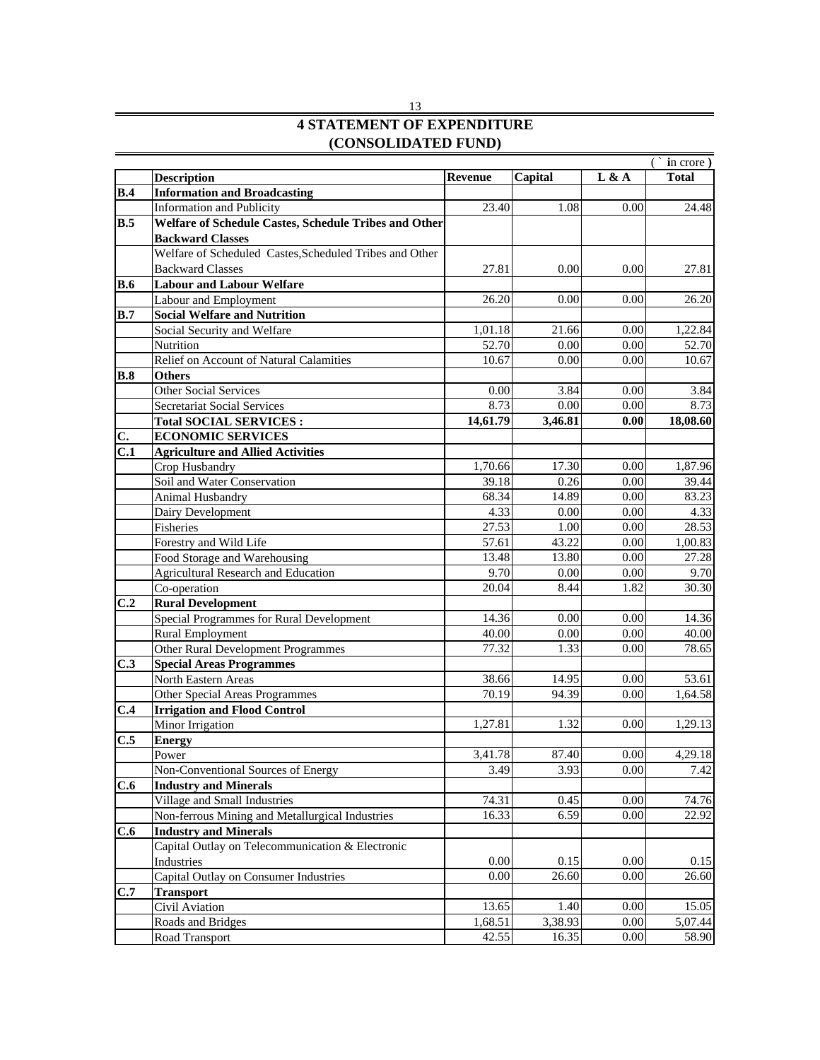# 4 STATEMENT OF EXPENDITURE
## (CONSOLIDATED FUND)

(` in crore )

| | Description | Revenue | Capital | L & A | Total |
|---|---|---|---|---|---|
| **B.4** | **Information and Broadcasting** | | | | |
| | Information and Publicity | 23.40 | 1.08 | 0.00 | 24.48 |
| **B.5** | **Welfare of Schedule Castes, Schedule Tribes and Other Backward Classes** | | | | |
| | Welfare of Scheduled Castes,Scheduled Tribes and Other Backward Classes | 27.81 | 0.00 | 0.00 | 27.81 |
| **B.6** | **Labour and Labour Welfare** | | | | |
| | Labour and Employment | 26.20 | 0.00 | 0.00 | 26.20 |
| **B.7** | **Social Welfare and Nutrition** | | | | |
| | Social Security and Welfare | 1,01.18 | 21.66 | 0.00 | 1,22.84 |
| | Nutrition | 52.70 | 0.00 | 0.00 | 52.70 |
| | Relief on Account of Natural Calamities | 10.67 | 0.00 | 0.00 | 10.67 |
| **B.8** | **Others** | | | | |
| | Other Social Services | 0.00 | 3.84 | 0.00 | 3.84 |
| | Secretariat Social Services | 8.73 | 0.00 | 0.00 | 8.73 |
| | **Total SOCIAL SERVICES :** | **14,61.79** | **3,46.81** | **0.00** | **18,08.60** |
| **C.** | **ECONOMIC SERVICES** | | | | |
| **C.1** | **Agriculture and Allied Activities** | | | | |
| | Crop Husbandry | 1,70.66 | 17.30 | 0.00 | 1,87.96 |
| | Soil and Water Conservation | 39.18 | 0.26 | 0.00 | 39.44 |
| | Animal Husbandry | 68.34 | 14.89 | 0.00 | 83.23 |
| | Dairy Development | 4.33 | 0.00 | 0.00 | 4.33 |
| | Fisheries | 27.53 | 1.00 | 0.00 | 28.53 |
| | Forestry and Wild Life | 57.61 | 43.22 | 0.00 | 1,00.83 |
| | Food Storage and Warehousing | 13.48 | 13.80 | 0.00 | 27.28 |
| | Agricultural Research and Education | 9.70 | 0.00 | 0.00 | 9.70 |
| | Co-operation | 20.04 | 8.44 | 1.82 | 30.30 |
| **C.2** | **Rural Development** | | | | |
| | Special Programmes for Rural Development | 14.36 | 0.00 | 0.00 | 14.36 |
| | Rural Employment | 40.00 | 0.00 | 0.00 | 40.00 |
| | Other Rural Development Programmes | 77.32 | 1.33 | 0.00 | 78.65 |
| **C.3** | **Special Areas Programmes** | | | | |
| | North Eastern Areas | 38.66 | 14.95 | 0.00 | 53.61 |
| | Other Special Areas Programmes | 70.19 | 94.39 | 0.00 | 1,64.58 |
| **C.4** | **Irrigation and Flood Control** | | | | |
| | Minor Irrigation | 1,27.81 | 1.32 | 0.00 | 1,29.13 |
| **C.5** | **Energy** | | | | |
| | Power | 3,41.78 | 87.40 | 0.00 | 4,29.18 |
| | Non-Conventional Sources of Energy | 3.49 | 3.93 | 0.00 | 7.42 |
| **C.6** | **Industry and Minerals** | | | | |
| | Village and Small Industries | 74.31 | 0.45 | 0.00 | 74.76 |
| | Non-ferrous Mining and Metallurgical Industries | 16.33 | 6.59 | 0.00 | 22.92 |
| **C.6** | **Industry and Minerals** | | | | |
| | Capital Outlay on Telecommunication & Electronic Industries | 0.00 | 0.15 | 0.00 | 0.15 |
| | Capital Outlay on Consumer Industries | 0.00 | 26.60 | 0.00 | 26.60 |
| **C.7** | **Transport** | | | | |
| | Civil Aviation | 13.65 | 1.40 | 0.00 | 15.05 |
| | Roads and Bridges | 1,68.51 | 3,38.93 | 0.00 | 5,07.44 |
| | Road Transport | 42.55 | 16.35 | 0.00 | 58.90 |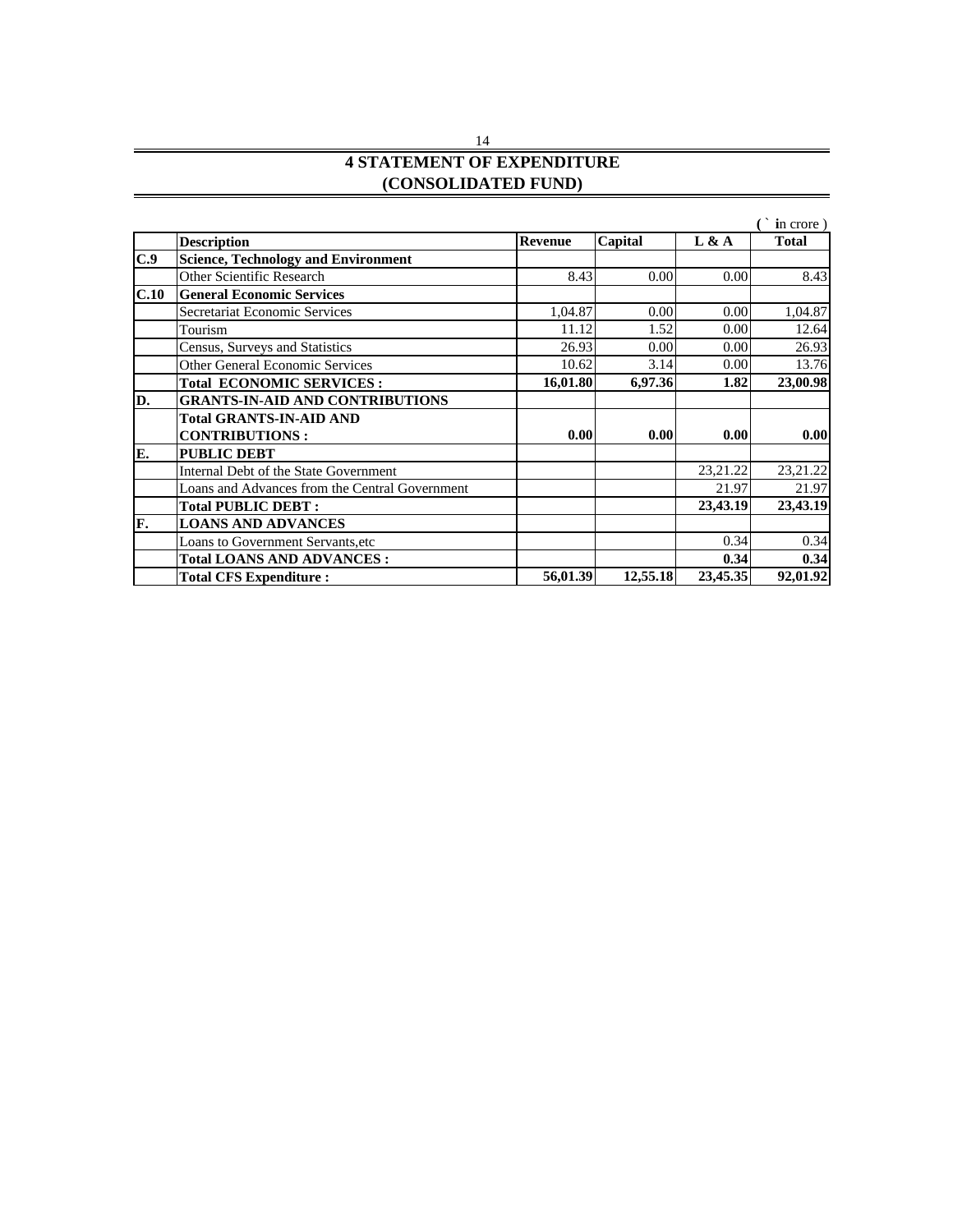# 4 STATEMENT OF EXPENDITURE
# (CONSOLIDATED FUND)

( ` in crore )

| | Description | Revenue | Capital | L & A | Total |
|---|---|---|---|---|---|
| **C.9** | **Science, Technology and Environment** | | | | |
| | Other Scientific Research | 8.43 | 0.00 | 0.00 | 8.43 |
| **C.10** | **General Economic Services** | | | | |
| | Secretariat Economic Services | 1,04.87 | 0.00 | 0.00 | 1,04.87 |
| | Tourism | 11.12 | 1.52 | 0.00 | 12.64 |
| | Census, Surveys and Statistics | 26.93 | 0.00 | 0.00 | 26.93 |
| | Other General Economic Services | 10.62 | 3.14 | 0.00 | 13.76 |
| | **Total ECONOMIC SERVICES :** | **16,01.80** | **6,97.36** | **1.82** | **23,00.98** |
| **D.** | **GRANTS-IN-AID AND CONTRIBUTIONS** | | | | |
| | **Total GRANTS-IN-AID AND CONTRIBUTIONS :** | **0.00** | **0.00** | **0.00** | **0.00** |
| **E.** | **PUBLIC DEBT** | | | | |
| | Internal Debt of the State Government | | | 23,21.22 | 23,21.22 |
| | Loans and Advances from the Central Government | | | 21.97 | 21.97 |
| | **Total PUBLIC DEBT :** | | | **23,43.19** | **23,43.19** |
| **F.** | **LOANS AND ADVANCES** | | | | |
| | Loans to Government Servants,etc | | | 0.34 | 0.34 |
| | **Total LOANS AND ADVANCES :** | | | **0.34** | **0.34** |
| | **Total CFS Expenditure :** | **56,01.39** | **12,55.18** | **23,45.35** | **92,01.92** |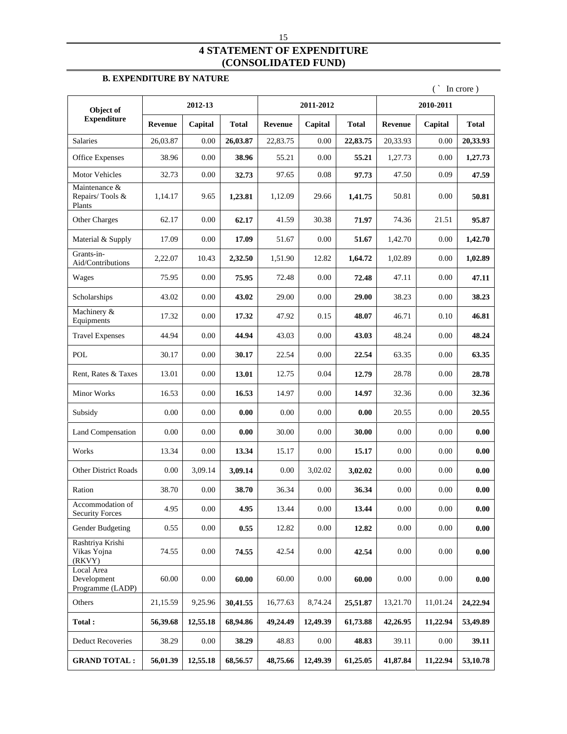# 4 STATEMENT OF EXPENDITURE (CONSOLIDATED FUND)

### B. EXPENDITURE BY NATURE

( ` In crore )

| Object of Expenditure | 2012-13 | | | 2011-2012 | | | 2010-2011 | | |
|---|---|---|---|---|---|---|---|---|---|
| | Revenue | Capital | Total | Revenue | Capital | Total | Revenue | Capital | Total |
| Salaries | 26,03.87 | 0.00 | **26,03.87** | 22,83.75 | 0.00 | **22,83.75** | 20,33.93 | 0.00 | **20,33.93** |
| Office Expenses | 38.96 | 0.00 | **38.96** | 55.21 | 0.00 | **55.21** | 1,27.73 | 0.00 | **1,27.73** |
| Motor Vehicles | 32.73 | 0.00 | **32.73** | 97.65 | 0.08 | **97.73** | 47.50 | 0.09 | **47.59** |
| Maintenance & Repairs/ Tools & Plants | 1,14.17 | 9.65 | **1,23.81** | 1,12.09 | 29.66 | **1,41.75** | 50.81 | 0.00 | **50.81** |
| Other Charges | 62.17 | 0.00 | **62.17** | 41.59 | 30.38 | **71.97** | 74.36 | 21.51 | **95.87** |
| Material & Supply | 17.09 | 0.00 | **17.09** | 51.67 | 0.00 | **51.67** | 1,42.70 | 0.00 | **1,42.70** |
| Grants-in-Aid/Contributions | 2,22.07 | 10.43 | **2,32.50** | 1,51.90 | 12.82 | **1,64.72** | 1,02.89 | 0.00 | **1,02.89** |
| Wages | 75.95 | 0.00 | **75.95** | 72.48 | 0.00 | **72.48** | 47.11 | 0.00 | **47.11** |
| Scholarships | 43.02 | 0.00 | **43.02** | 29.00 | 0.00 | **29.00** | 38.23 | 0.00 | **38.23** |
| Machinery & Equipments | 17.32 | 0.00 | **17.32** | 47.92 | 0.15 | **48.07** | 46.71 | 0.10 | **46.81** |
| Travel Expenses | 44.94 | 0.00 | **44.94** | 43.03 | 0.00 | **43.03** | 48.24 | 0.00 | **48.24** |
| POL | 30.17 | 0.00 | **30.17** | 22.54 | 0.00 | **22.54** | 63.35 | 0.00 | **63.35** |
| Rent, Rates & Taxes | 13.01 | 0.00 | **13.01** | 12.75 | 0.04 | **12.79** | 28.78 | 0.00 | **28.78** |
| Minor Works | 16.53 | 0.00 | **16.53** | 14.97 | 0.00 | **14.97** | 32.36 | 0.00 | **32.36** |
| Subsidy | 0.00 | 0.00 | **0.00** | 0.00 | 0.00 | **0.00** | 20.55 | 0.00 | **20.55** |
| Land Compensation | 0.00 | 0.00 | **0.00** | 30.00 | 0.00 | **30.00** | 0.00 | 0.00 | **0.00** |
| Works | 13.34 | 0.00 | **13.34** | 15.17 | 0.00 | **15.17** | 0.00 | 0.00 | **0.00** |
| Other District Roads | 0.00 | 3,09.14 | **3,09.14** | 0.00 | 3,02.02 | **3,02.02** | 0.00 | 0.00 | **0.00** |
| Ration | 38.70 | 0.00 | **38.70** | 36.34 | 0.00 | **36.34** | 0.00 | 0.00 | **0.00** |
| Accommodation of Security Forces | 4.95 | 0.00 | **4.95** | 13.44 | 0.00 | **13.44** | 0.00 | 0.00 | **0.00** |
| Gender Budgeting | 0.55 | 0.00 | **0.55** | 12.82 | 0.00 | **12.82** | 0.00 | 0.00 | **0.00** |
| Rashtriya Krishi Vikas Yojna (RKVY) | 74.55 | 0.00 | **74.55** | 42.54 | 0.00 | **42.54** | 0.00 | 0.00 | **0.00** |
| Local Area Development Programme (LADP) | 60.00 | 0.00 | **60.00** | 60.00 | 0.00 | **60.00** | 0.00 | 0.00 | **0.00** |
| Others | 21,15.59 | 9,25.96 | **30,41.55** | 16,77.63 | 8,74.24 | **25,51.87** | 13,21.70 | 11,01.24 | **24,22.94** |
| **Total :** | **56,39.68** | **12,55.18** | **68,94.86** | **49,24.49** | **12,49.39** | **61,73.88** | **42,26.95** | **11,22.94** | **53,49.89** |
| Deduct Recoveries | 38.29 | 0.00 | **38.29** | 48.83 | 0.00 | **48.83** | 39.11 | 0.00 | **39.11** |
| **GRAND TOTAL :** | **56,01.39** | **12,55.18** | **68,56.57** | **48,75.66** | **12,49.39** | **61,25.05** | **41,87.84** | **11,22.94** | **53,10.78** |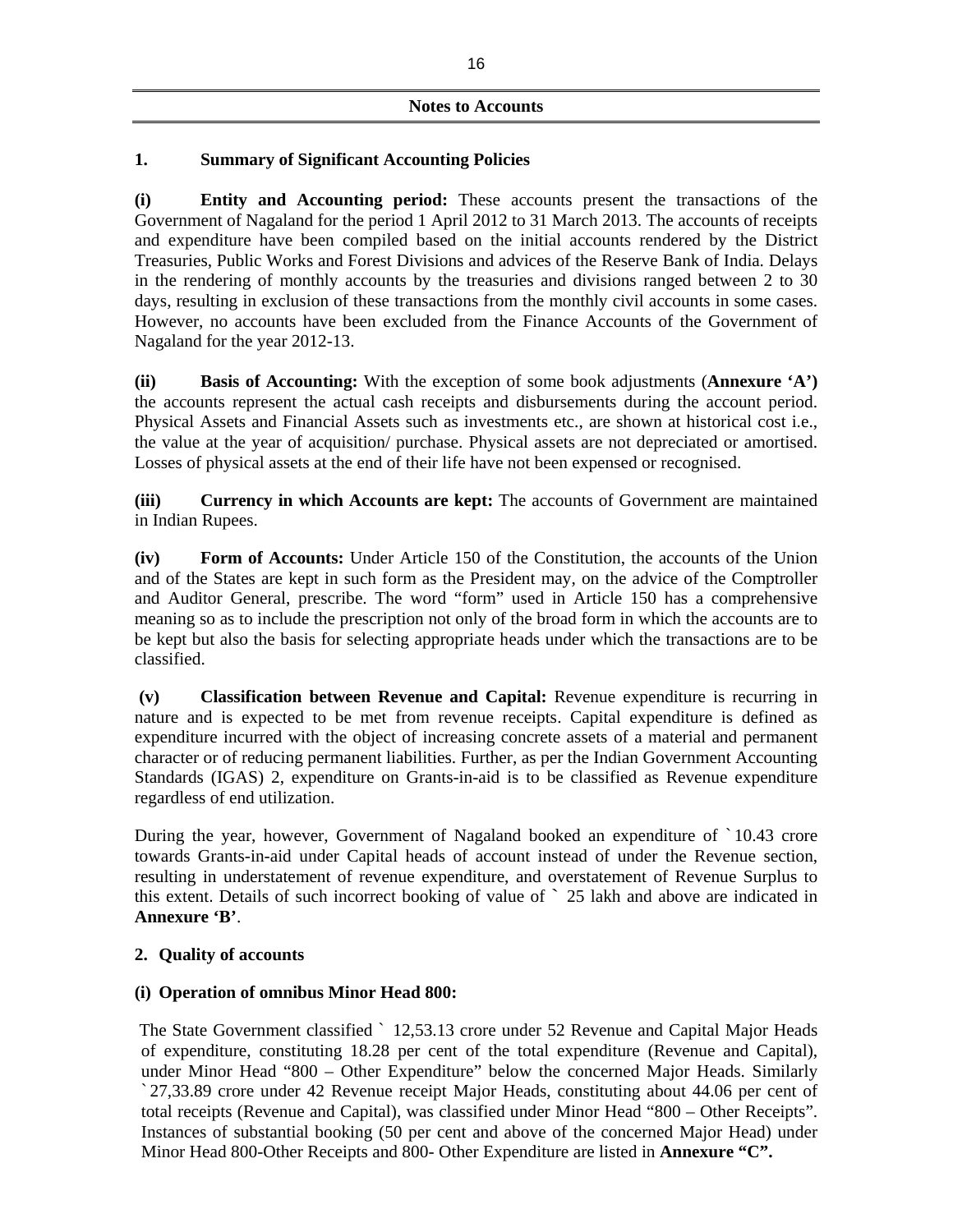## Notes to Accounts

### 1. Summary of Significant Accounting Policies

**(i) Entity and Accounting period:** These accounts present the transactions of the Government of Nagaland for the period 1 April 2012 to 31 March 2013. The accounts of receipts and expenditure have been compiled based on the initial accounts rendered by the District Treasuries, Public Works and Forest Divisions and advices of the Reserve Bank of India. Delays in the rendering of monthly accounts by the treasuries and divisions ranged between 2 to 30 days, resulting in exclusion of these transactions from the monthly civil accounts in some cases. However, no accounts have been excluded from the Finance Accounts of the Government of Nagaland for the year 2012-13.

**(ii) Basis of Accounting:** With the exception of some book adjustments (**Annexure 'A'**) the accounts represent the actual cash receipts and disbursements during the account period. Physical Assets and Financial Assets such as investments etc., are shown at historical cost i.e., the value at the year of acquisition/ purchase. Physical assets are not depreciated or amortised. Losses of physical assets at the end of their life have not been expensed or recognised.

**(iii) Currency in which Accounts are kept:** The accounts of Government are maintained in Indian Rupees.

**(iv) Form of Accounts:** Under Article 150 of the Constitution, the accounts of the Union and of the States are kept in such form as the President may, on the advice of the Comptroller and Auditor General, prescribe. The word "form" used in Article 150 has a comprehensive meaning so as to include the prescription not only of the broad form in which the accounts are to be kept but also the basis for selecting appropriate heads under which the transactions are to be classified.

**(v) Classification between Revenue and Capital:** Revenue expenditure is recurring in nature and is expected to be met from revenue receipts. Capital expenditure is defined as expenditure incurred with the object of increasing concrete assets of a material and permanent character or of reducing permanent liabilities. Further, as per the Indian Government Accounting Standards (IGAS) 2, expenditure on Grants-in-aid is to be classified as Revenue expenditure regardless of end utilization.

During the year, however, Government of Nagaland booked an expenditure of ` 10.43 crore towards Grants-in-aid under Capital heads of account instead of under the Revenue section, resulting in understatement of revenue expenditure, and overstatement of Revenue Surplus to this extent. Details of such incorrect booking of value of ` 25 lakh and above are indicated in **Annexure 'B'**.

### 2. Quality of accounts

**(i) Operation of omnibus Minor Head 800:**

The State Government classified ` 12,53.13 crore under 52 Revenue and Capital Major Heads of expenditure, constituting 18.28 per cent of the total expenditure (Revenue and Capital), under Minor Head "800 – Other Expenditure" below the concerned Major Heads. Similarly ` 27,33.89 crore under 42 Revenue receipt Major Heads, constituting about 44.06 per cent of total receipts (Revenue and Capital), was classified under Minor Head "800 – Other Receipts". Instances of substantial booking (50 per cent and above of the concerned Major Head) under Minor Head 800-Other Receipts and 800- Other Expenditure are listed in **Annexure "C".**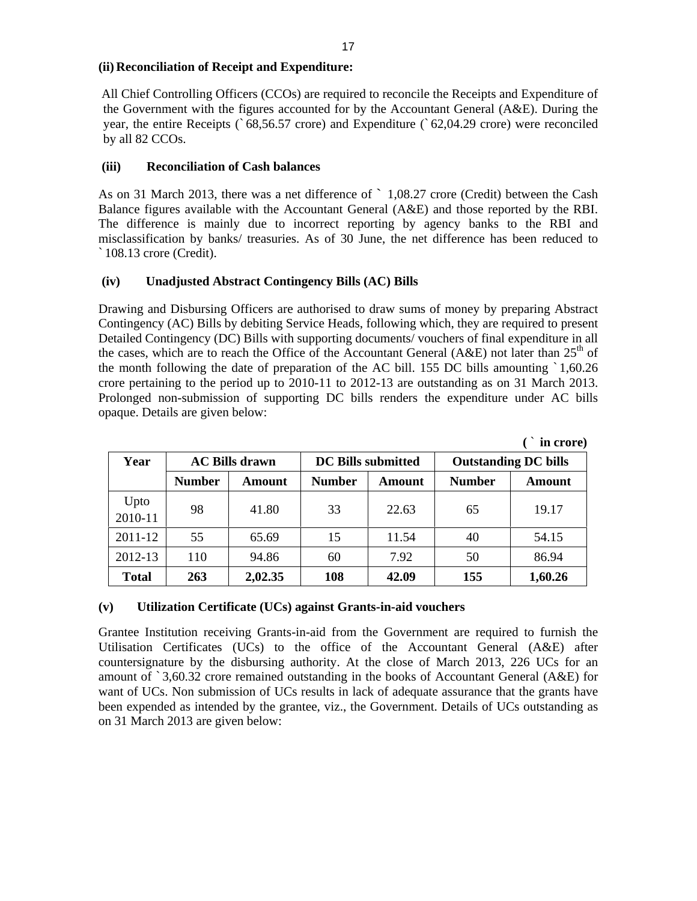**(ii) Reconciliation of Receipt and Expenditure:**

All Chief Controlling Officers (CCOs) are required to reconcile the Receipts and Expenditure of the Government with the figures accounted for by the Accountant General (A&E). During the year, the entire Receipts (` 68,56.57 crore) and Expenditure (` 62,04.29 crore) were reconciled by all 82 CCOs.

**(iii) Reconciliation of Cash balances**

As on 31 March 2013, there was a net difference of ` 1,08.27 crore (Credit) between the Cash Balance figures available with the Accountant General (A&E) and those reported by the RBI. The difference is mainly due to incorrect reporting by agency banks to the RBI and misclassification by banks/ treasuries. As of 30 June, the net difference has been reduced to ` 108.13 crore (Credit).

**(iv) Unadjusted Abstract Contingency Bills (AC) Bills**

Drawing and Disbursing Officers are authorised to draw sums of money by preparing Abstract Contingency (AC) Bills by debiting Service Heads, following which, they are required to present Detailed Contingency (DC) Bills with supporting documents/ vouchers of final expenditure in all the cases, which are to reach the Office of the Accountant General (A&E) not later than 25th of the month following the date of preparation of the AC bill. 155 DC bills amounting ` 1,60.26 crore pertaining to the period up to 2010-11 to 2012-13 are outstanding as on 31 March 2013. Prolonged non-submission of supporting DC bills renders the expenditure under AC bills opaque. Details are given below:

**( ` in crore)**

| Year | AC Bills drawn | | DC Bills submitted | | Outstanding DC bills | |
|---|---|---|---|---|---|---|
| | Number | Amount | Number | Amount | Number | Amount |
| Upto 2010-11 | 98 | 41.80 | 33 | 22.63 | 65 | 19.17 |
| 2011-12 | 55 | 65.69 | 15 | 11.54 | 40 | 54.15 |
| 2012-13 | 110 | 94.86 | 60 | 7.92 | 50 | 86.94 |
| **Total** | **263** | **2,02.35** | **108** | **42.09** | **155** | **1,60.26** |

**(v) Utilization Certificate (UCs) against Grants-in-aid vouchers**

Grantee Institution receiving Grants-in-aid from the Government are required to furnish the Utilisation Certificates (UCs) to the office of the Accountant General (A&E) after countersignature by the disbursing authority. At the close of March 2013, 226 UCs for an amount of ` 3,60.32 crore remained outstanding in the books of Accountant General (A&E) for want of UCs. Non submission of UCs results in lack of adequate assurance that the grants have been expended as intended by the grantee, viz., the Government. Details of UCs outstanding as on 31 March 2013 are given below: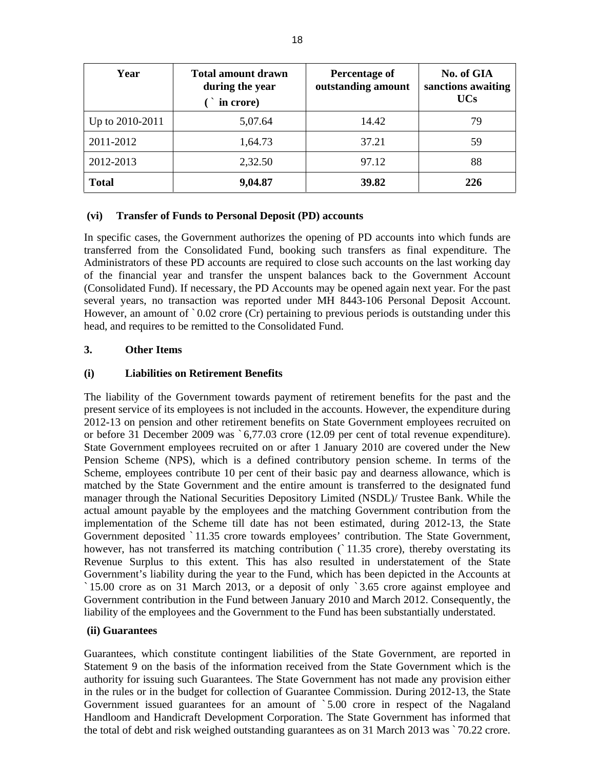| Year | Total amount drawn during the year (` in crore) | Percentage of outstanding amount | No. of GIA sanctions awaiting UCs |
|---|---|---|---|
| Up to 2010-2011 | 5,07.64 | 14.42 | 79 |
| 2011-2012 | 1,64.73 | 37.21 | 59 |
| 2012-2013 | 2,32.50 | 97.12 | 88 |
| **Total** | **9,04.87** | **39.82** | **226** |

### (vi) Transfer of Funds to Personal Deposit (PD) accounts

In specific cases, the Government authorizes the opening of PD accounts into which funds are transferred from the Consolidated Fund, booking such transfers as final expenditure. The Administrators of these PD accounts are required to close such accounts on the last working day of the financial year and transfer the unspent balances back to the Government Account (Consolidated Fund). If necessary, the PD Accounts may be opened again next year. For the past several years, no transaction was reported under MH 8443-106 Personal Deposit Account. However, an amount of `0.02 crore (Cr) pertaining to previous periods is outstanding under this head, and requires to be remitted to the Consolidated Fund.

## 3. Other Items

### (i) Liabilities on Retirement Benefits

The liability of the Government towards payment of retirement benefits for the past and the present service of its employees is not included in the accounts. However, the expenditure during 2012-13 on pension and other retirement benefits on State Government employees recruited on or before 31 December 2009 was `6,77.03 crore (12.09 per cent of total revenue expenditure). State Government employees recruited on or after 1 January 2010 are covered under the New Pension Scheme (NPS), which is a defined contributory pension scheme. In terms of the Scheme, employees contribute 10 per cent of their basic pay and dearness allowance, which is matched by the State Government and the entire amount is transferred to the designated fund manager through the National Securities Depository Limited (NSDL)/ Trustee Bank. While the actual amount payable by the employees and the matching Government contribution from the implementation of the Scheme till date has not been estimated, during 2012-13, the State Government deposited `11.35 crore towards employees' contribution. The State Government, however, has not transferred its matching contribution (`11.35 crore), thereby overstating its Revenue Surplus to this extent. This has also resulted in understatement of the State Government's liability during the year to the Fund, which has been depicted in the Accounts at `15.00 crore as on 31 March 2013, or a deposit of only `3.65 crore against employee and Government contribution in the Fund between January 2010 and March 2012. Consequently, the liability of the employees and the Government to the Fund has been substantially understated.

### (ii) Guarantees

Guarantees, which constitute contingent liabilities of the State Government, are reported in Statement 9 on the basis of the information received from the State Government which is the authority for issuing such Guarantees. The State Government has not made any provision either in the rules or in the budget for collection of Guarantee Commission. During 2012-13, the State Government issued guarantees for an amount of `5.00 crore in respect of the Nagaland Handloom and Handicraft Development Corporation. The State Government has informed that the total of debt and risk weighed outstanding guarantees as on 31 March 2013 was `70.22 crore.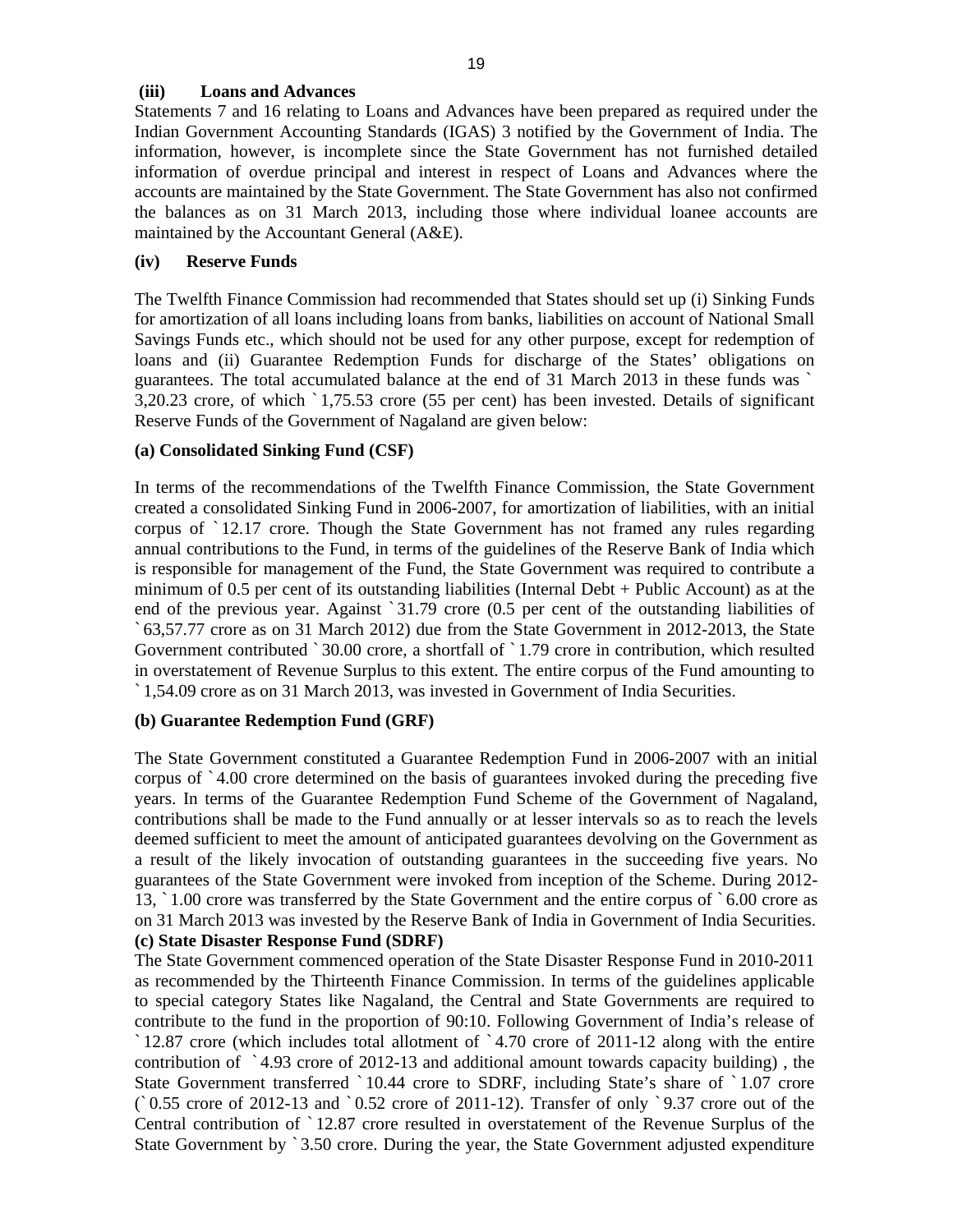### (iii) Loans and Advances

Statements 7 and 16 relating to Loans and Advances have been prepared as required under the Indian Government Accounting Standards (IGAS) 3 notified by the Government of India. The information, however, is incomplete since the State Government has not furnished detailed information of overdue principal and interest in respect of Loans and Advances where the accounts are maintained by the State Government. The State Government has also not confirmed the balances as on 31 March 2013, including those where individual loanee accounts are maintained by the Accountant General (A&E).

### (iv) Reserve Funds

The Twelfth Finance Commission had recommended that States should set up (i) Sinking Funds for amortization of all loans including loans from banks, liabilities on account of National Small Savings Funds etc., which should not be used for any other purpose, except for redemption of loans and (ii) Guarantee Redemption Funds for discharge of the States' obligations on guarantees. The total accumulated balance at the end of 31 March 2013 in these funds was ` 3,20.23 crore, of which ` 1,75.53 crore (55 per cent) has been invested. Details of significant Reserve Funds of the Government of Nagaland are given below:

#### (a) Consolidated Sinking Fund (CSF)

In terms of the recommendations of the Twelfth Finance Commission, the State Government created a consolidated Sinking Fund in 2006-2007, for amortization of liabilities, with an initial corpus of ` 12.17 crore. Though the State Government has not framed any rules regarding annual contributions to the Fund, in terms of the guidelines of the Reserve Bank of India which is responsible for management of the Fund, the State Government was required to contribute a minimum of 0.5 per cent of its outstanding liabilities (Internal Debt + Public Account) as at the end of the previous year. Against ` 31.79 crore (0.5 per cent of the outstanding liabilities of ` 63,57.77 crore as on 31 March 2012) due from the State Government in 2012-2013, the State Government contributed ` 30.00 crore, a shortfall of ` 1.79 crore in contribution, which resulted in overstatement of Revenue Surplus to this extent. The entire corpus of the Fund amounting to ` 1,54.09 crore as on 31 March 2013, was invested in Government of India Securities.

#### (b) Guarantee Redemption Fund (GRF)

The State Government constituted a Guarantee Redemption Fund in 2006-2007 with an initial corpus of ` 4.00 crore determined on the basis of guarantees invoked during the preceding five years. In terms of the Guarantee Redemption Fund Scheme of the Government of Nagaland, contributions shall be made to the Fund annually or at lesser intervals so as to reach the levels deemed sufficient to meet the amount of anticipated guarantees devolving on the Government as a result of the likely invocation of outstanding guarantees in the succeeding five years. No guarantees of the State Government were invoked from inception of the Scheme. During 2012-13, ` 1.00 crore was transferred by the State Government and the entire corpus of ` 6.00 crore as on 31 March 2013 was invested by the Reserve Bank of India in Government of India Securities.

#### (c) State Disaster Response Fund (SDRF)

The State Government commenced operation of the State Disaster Response Fund in 2010-2011 as recommended by the Thirteenth Finance Commission. In terms of the guidelines applicable to special category States like Nagaland, the Central and State Governments are required to contribute to the fund in the proportion of 90:10. Following Government of India's release of ` 12.87 crore (which includes total allotment of ` 4.70 crore of 2011-12 along with the entire contribution of ` 4.93 crore of 2012-13 and additional amount towards capacity building) , the State Government transferred ` 10.44 crore to SDRF, including State's share of ` 1.07 crore (` 0.55 crore of 2012-13 and ` 0.52 crore of 2011-12). Transfer of only ` 9.37 crore out of the Central contribution of ` 12.87 crore resulted in overstatement of the Revenue Surplus of the State Government by ` 3.50 crore. During the year, the State Government adjusted expenditure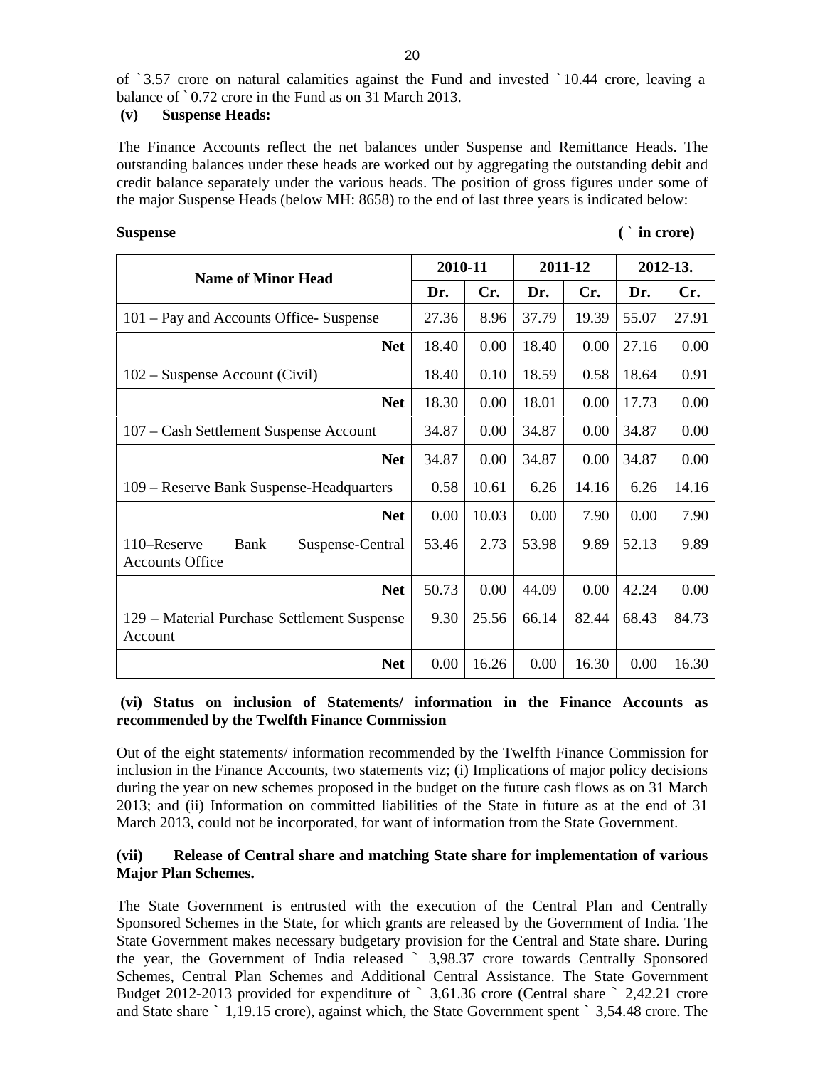of `3.57 crore on natural calamities against the Fund and invested `10.44 crore, leaving a balance of `0.72 crore in the Fund as on 31 March 2013.

**(v) Suspense Heads:**

The Finance Accounts reflect the net balances under Suspense and Remittance Heads. The outstanding balances under these heads are worked out by aggregating the outstanding debit and credit balance separately under the various heads. The position of gross figures under some of the major Suspense Heads (below MH: 8658) to the end of last three years is indicated below:

**Suspense** **(` in crore)**

| Name of Minor Head | 2010-11 | | 2011-12 | | 2012-13. | |
|---|---|---|---|---|---|---|
| | Dr. | Cr. | Dr. | Cr. | Dr. | Cr. |
| 101 – Pay and Accounts Office- Suspense | 27.36 | 8.96 | 37.79 | 19.39 | 55.07 | 27.91 |
| **Net** | 18.40 | 0.00 | 18.40 | 0.00 | 27.16 | 0.00 |
| 102 – Suspense Account (Civil) | 18.40 | 0.10 | 18.59 | 0.58 | 18.64 | 0.91 |
| **Net** | 18.30 | 0.00 | 18.01 | 0.00 | 17.73 | 0.00 |
| 107 – Cash Settlement Suspense Account | 34.87 | 0.00 | 34.87 | 0.00 | 34.87 | 0.00 |
| **Net** | 34.87 | 0.00 | 34.87 | 0.00 | 34.87 | 0.00 |
| 109 – Reserve Bank Suspense-Headquarters | 0.58 | 10.61 | 6.26 | 14.16 | 6.26 | 14.16 |
| **Net** | 0.00 | 10.03 | 0.00 | 7.90 | 0.00 | 7.90 |
| 110–Reserve Bank Suspense-Central Accounts Office | 53.46 | 2.73 | 53.98 | 9.89 | 52.13 | 9.89 |
| **Net** | 50.73 | 0.00 | 44.09 | 0.00 | 42.24 | 0.00 |
| 129 – Material Purchase Settlement Suspense Account | 9.30 | 25.56 | 66.14 | 82.44 | 68.43 | 84.73 |
| **Net** | 0.00 | 16.26 | 0.00 | 16.30 | 0.00 | 16.30 |

**(vi) Status on inclusion of Statements/ information in the Finance Accounts as recommended by the Twelfth Finance Commission**

Out of the eight statements/ information recommended by the Twelfth Finance Commission for inclusion in the Finance Accounts, two statements viz; (i) Implications of major policy decisions during the year on new schemes proposed in the budget on the future cash flows as on 31 March 2013; and (ii) Information on committed liabilities of the State in future as at the end of 31 March 2013, could not be incorporated, for want of information from the State Government.

**(vii) Release of Central share and matching State share for implementation of various Major Plan Schemes.**

The State Government is entrusted with the execution of the Central Plan and Centrally Sponsored Schemes in the State, for which grants are released by the Government of India. The State Government makes necessary budgetary provision for the Central and State share. During the year, the Government of India released ` 3,98.37 crore towards Centrally Sponsored Schemes, Central Plan Schemes and Additional Central Assistance. The State Government Budget 2012-2013 provided for expenditure of ` 3,61.36 crore (Central share ` 2,42.21 crore and State share ` 1,19.15 crore), against which, the State Government spent ` 3,54.48 crore. The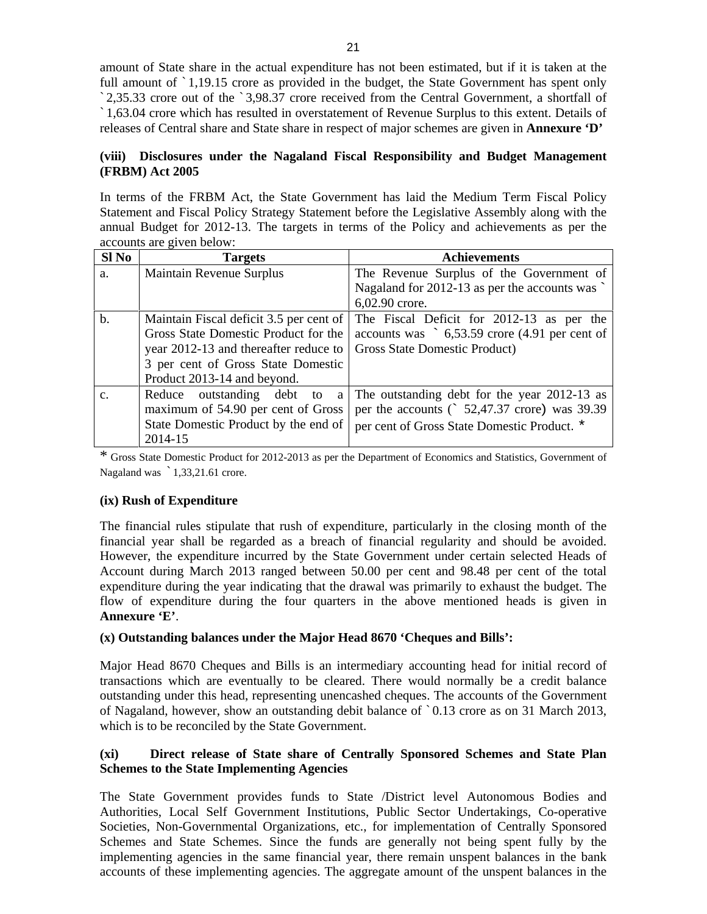amount of State share in the actual expenditure has not been estimated, but if it is taken at the full amount of ` 1,19.15 crore as provided in the budget, the State Government has spent only ` 2,35.33 crore out of the ` 3,98.37 crore received from the Central Government, a shortfall of ` 1,63.04 crore which has resulted in overstatement of Revenue Surplus to this extent. Details of releases of Central share and State share in respect of major schemes are given in **Annexure 'D'**

**(viii) Disclosures under the Nagaland Fiscal Responsibility and Budget Management (FRBM) Act 2005**

In terms of the FRBM Act, the State Government has laid the Medium Term Fiscal Policy Statement and Fiscal Policy Strategy Statement before the Legislative Assembly along with the annual Budget for 2012-13. The targets in terms of the Policy and achievements as per the accounts are given below:

| Sl No | Targets | Achievements |
|---|---|---|
| a. | Maintain Revenue Surplus | The Revenue Surplus of the Government of Nagaland for 2012-13 as per the accounts was ` 6,02.90 crore. |
| b. | Maintain Fiscal deficit 3.5 per cent of Gross State Domestic Product for the year 2012-13 and thereafter reduce to 3 per cent of Gross State Domestic Product 2013-14 and beyond. | The Fiscal Deficit for 2012-13 as per the accounts was ` 6,53.59 crore (4.91 per cent of Gross State Domestic Product) |
| c. | Reduce outstanding debt to a maximum of 54.90 per cent of Gross State Domestic Product by the end of 2014-15 | The outstanding debt for the year 2012-13 as per the accounts (` 52,47.37 crore) was 39.39 per cent of Gross State Domestic Product. * |

* Gross State Domestic Product for 2012-2013 as per the Department of Economics and Statistics, Government of Nagaland was ` 1,33,21.61 crore.

**(ix) Rush of Expenditure**

The financial rules stipulate that rush of expenditure, particularly in the closing month of the financial year shall be regarded as a breach of financial regularity and should be avoided. However, the expenditure incurred by the State Government under certain selected Heads of Account during March 2013 ranged between 50.00 per cent and 98.48 per cent of the total expenditure during the year indicating that the drawal was primarily to exhaust the budget. The flow of expenditure during the four quarters in the above mentioned heads is given in **Annexure 'E'**.

**(x) Outstanding balances under the Major Head 8670 'Cheques and Bills':**

Major Head 8670 Cheques and Bills is an intermediary accounting head for initial record of transactions which are eventually to be cleared. There would normally be a credit balance outstanding under this head, representing unencashed cheques. The accounts of the Government of Nagaland, however, show an outstanding debit balance of ` 0.13 crore as on 31 March 2013, which is to be reconciled by the State Government.

**(xi) Direct release of State share of Centrally Sponsored Schemes and State Plan Schemes to the State Implementing Agencies**

The State Government provides funds to State /District level Autonomous Bodies and Authorities, Local Self Government Institutions, Public Sector Undertakings, Co-operative Societies, Non-Governmental Organizations, etc., for implementation of Centrally Sponsored Schemes and State Schemes. Since the funds are generally not being spent fully by the implementing agencies in the same financial year, there remain unspent balances in the bank accounts of these implementing agencies. The aggregate amount of the unspent balances in the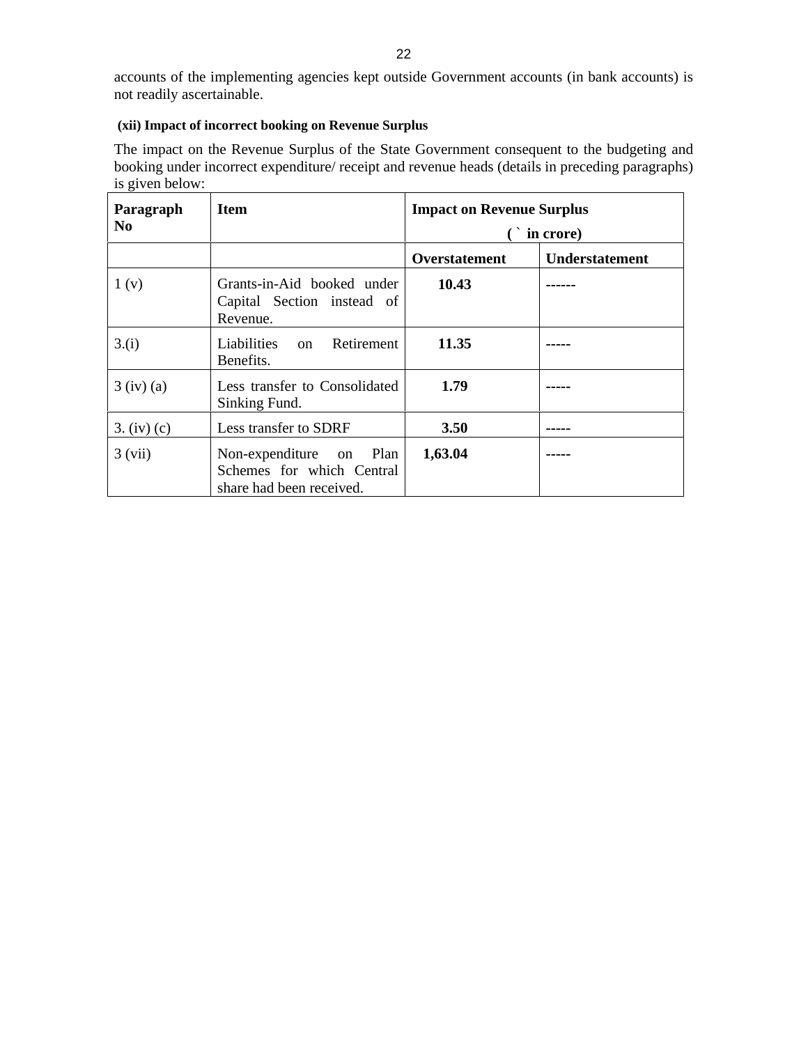accounts of the implementing agencies kept outside Government accounts (in bank accounts) is not readily ascertainable.

**(xii) Impact of incorrect booking on Revenue Surplus**

The impact on the Revenue Surplus of the State Government consequent to the budgeting and booking under incorrect expenditure/ receipt and revenue heads (details in preceding paragraphs) is given below:

| **Paragraph No** | **Item** | **Impact on Revenue Surplus (` in crore)** | |
|---|---|---|---|
| | | **Overstatement** | **Understatement** |
| 1 (v) | Grants-in-Aid booked under Capital Section instead of Revenue. | **10.43** | ------ |
| 3.(i) | Liabilities on Retirement Benefits. | **11.35** | ----- |
| 3 (iv) (a) | Less transfer to Consolidated Sinking Fund. | **1.79** | ----- |
| 3. (iv) (c) | Less transfer to SDRF | **3.50** | ----- |
| 3 (vii) | Non-expenditure on Plan Schemes for which Central share had been received. | **1,63.04** | ----- |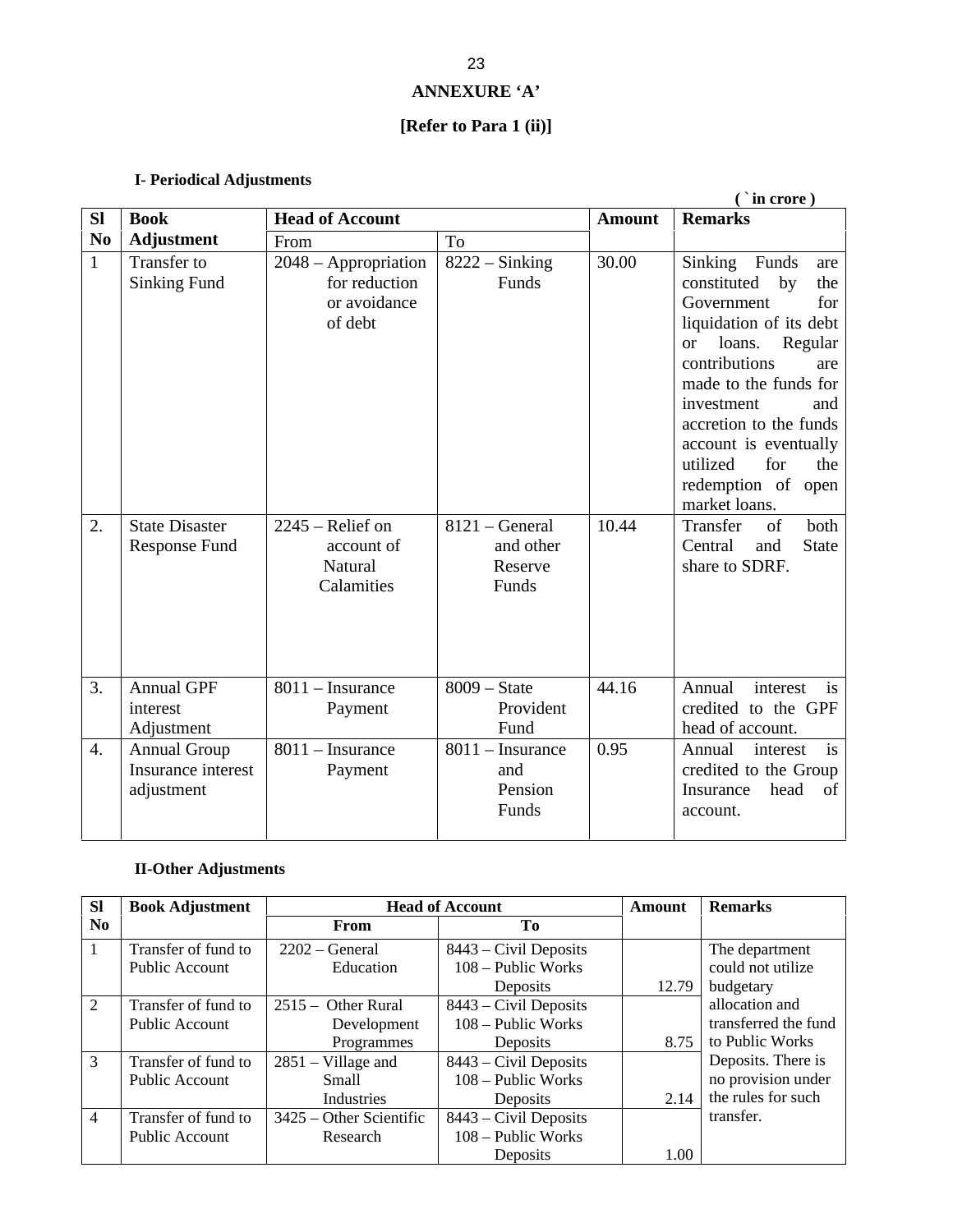# ANNEXURE 'A'

## [Refer to Para 1 (ii)]

### I- Periodical Adjustments

( ` in crore )

| Sl No | Book Adjustment | Head of Account | | Amount | Remarks |
|---|---|---|---|---|---|
| | | From | To | | |
| 1 | Transfer to Sinking Fund | 2048 – Appropriation for reduction or avoidance of debt | 8222 – Sinking Funds | 30.00 | Sinking Funds are constituted by the Government for liquidation of its debt or loans. Regular contributions are made to the funds for investment and accretion to the funds account is eventually utilized for the redemption of open market loans. |
| 2. | State Disaster Response Fund | 2245 – Relief on account of Natural Calamities | 8121 – General and other Reserve Funds | 10.44 | Transfer of both Central and State share to SDRF. |
| 3. | Annual GPF interest Adjustment | 8011 – Insurance Payment | 8009 – State Provident Fund | 44.16 | Annual interest is credited to the GPF head of account. |
| 4. | Annual Group Insurance interest adjustment | 8011 – Insurance Payment | 8011 – Insurance and Pension Funds | 0.95 | Annual interest is credited to the Group Insurance head of account. |

### II-Other Adjustments

| Sl No | Book Adjustment | Head of Account | | Amount | Remarks |
|---|---|---|---|---|---|
| | | From | To | | |
| 1 | Transfer of fund to Public Account | 2202 – General Education | 8443 – Civil Deposits 108 – Public Works Deposits | 12.79 | The department could not utilize budgetary allocation and transferred the fund to Public Works Deposits. There is no provision under the rules for such transfer. |
| 2 | Transfer of fund to Public Account | 2515 – Other Rural Development Programmes | 8443 – Civil Deposits 108 – Public Works Deposits | 8.75 | |
| 3 | Transfer of fund to Public Account | 2851 – Village and Small Industries | 8443 – Civil Deposits 108 – Public Works Deposits | 2.14 | |
| 4 | Transfer of fund to Public Account | 3425 – Other Scientific Research | 8443 – Civil Deposits 108 – Public Works Deposits | 1.00 | |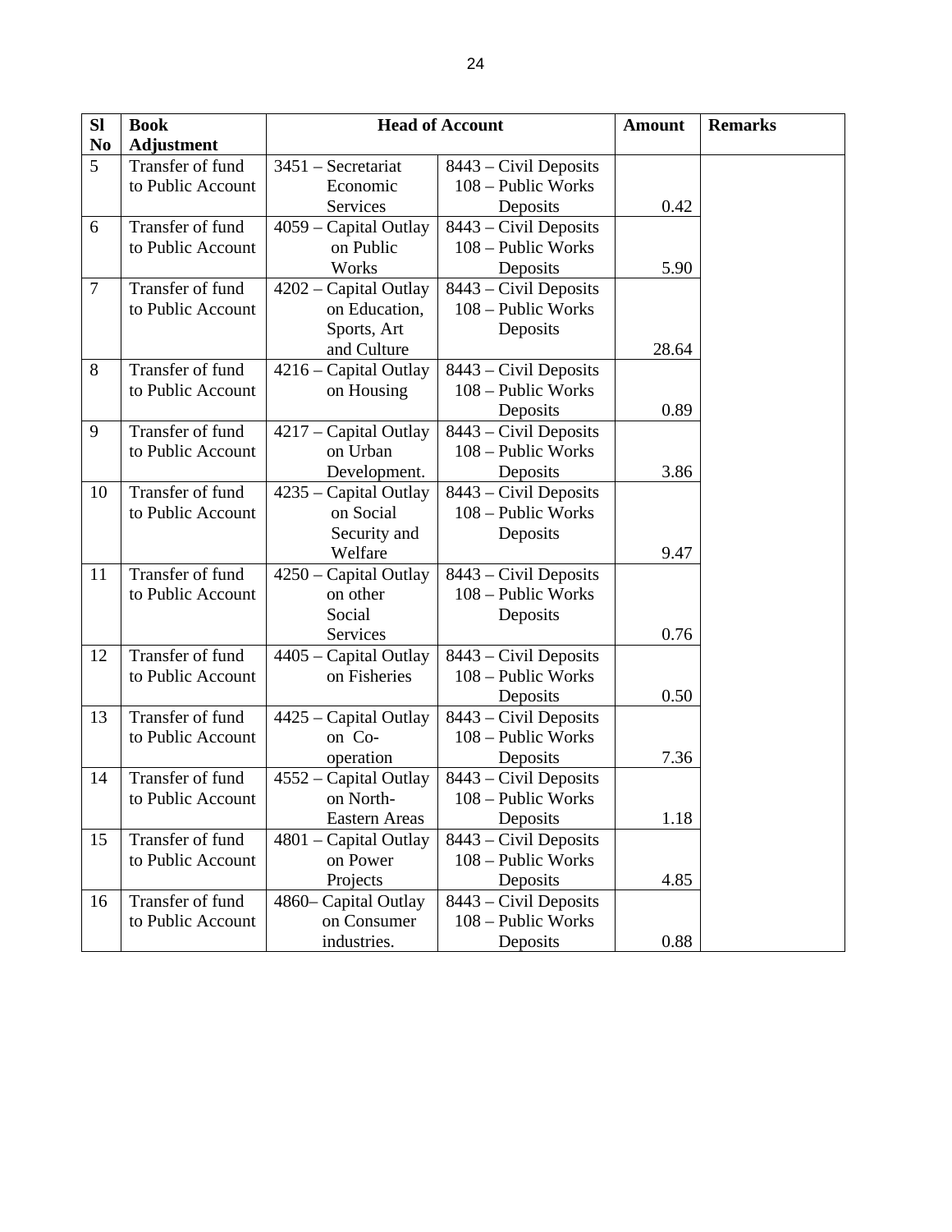| Sl No | Book Adjustment | Head of Account | | Amount | Remarks |
|---|---|---|---|---|---|
| 5 | Transfer of fund to Public Account | 3451 – Secretariat Economic Services | 8443 – Civil Deposits 108 – Public Works Deposits | 0.42 | |
| 6 | Transfer of fund to Public Account | 4059 – Capital Outlay on Public Works | 8443 – Civil Deposits 108 – Public Works Deposits | 5.90 | |
| 7 | Transfer of fund to Public Account | 4202 – Capital Outlay on Education, Sports, Art and Culture | 8443 – Civil Deposits 108 – Public Works Deposits | 28.64 | |
| 8 | Transfer of fund to Public Account | 4216 – Capital Outlay on Housing | 8443 – Civil Deposits 108 – Public Works Deposits | 0.89 | |
| 9 | Transfer of fund to Public Account | 4217 – Capital Outlay on Urban Development. | 8443 – Civil Deposits 108 – Public Works Deposits | 3.86 | |
| 10 | Transfer of fund to Public Account | 4235 – Capital Outlay on Social Security and Welfare | 8443 – Civil Deposits 108 – Public Works Deposits | 9.47 | |
| 11 | Transfer of fund to Public Account | 4250 – Capital Outlay on other Social Services | 8443 – Civil Deposits 108 – Public Works Deposits | 0.76 | |
| 12 | Transfer of fund to Public Account | 4405 – Capital Outlay on Fisheries | 8443 – Civil Deposits 108 – Public Works Deposits | 0.50 | |
| 13 | Transfer of fund to Public Account | 4425 – Capital Outlay on Co-operation | 8443 – Civil Deposits 108 – Public Works Deposits | 7.36 | |
| 14 | Transfer of fund to Public Account | 4552 – Capital Outlay on North-Eastern Areas | 8443 – Civil Deposits 108 – Public Works Deposits | 1.18 | |
| 15 | Transfer of fund to Public Account | 4801 – Capital Outlay on Power Projects | 8443 – Civil Deposits 108 – Public Works Deposits | 4.85 | |
| 16 | Transfer of fund to Public Account | 4860– Capital Outlay on Consumer industries. | 8443 – Civil Deposits 108 – Public Works Deposits | 0.88 | |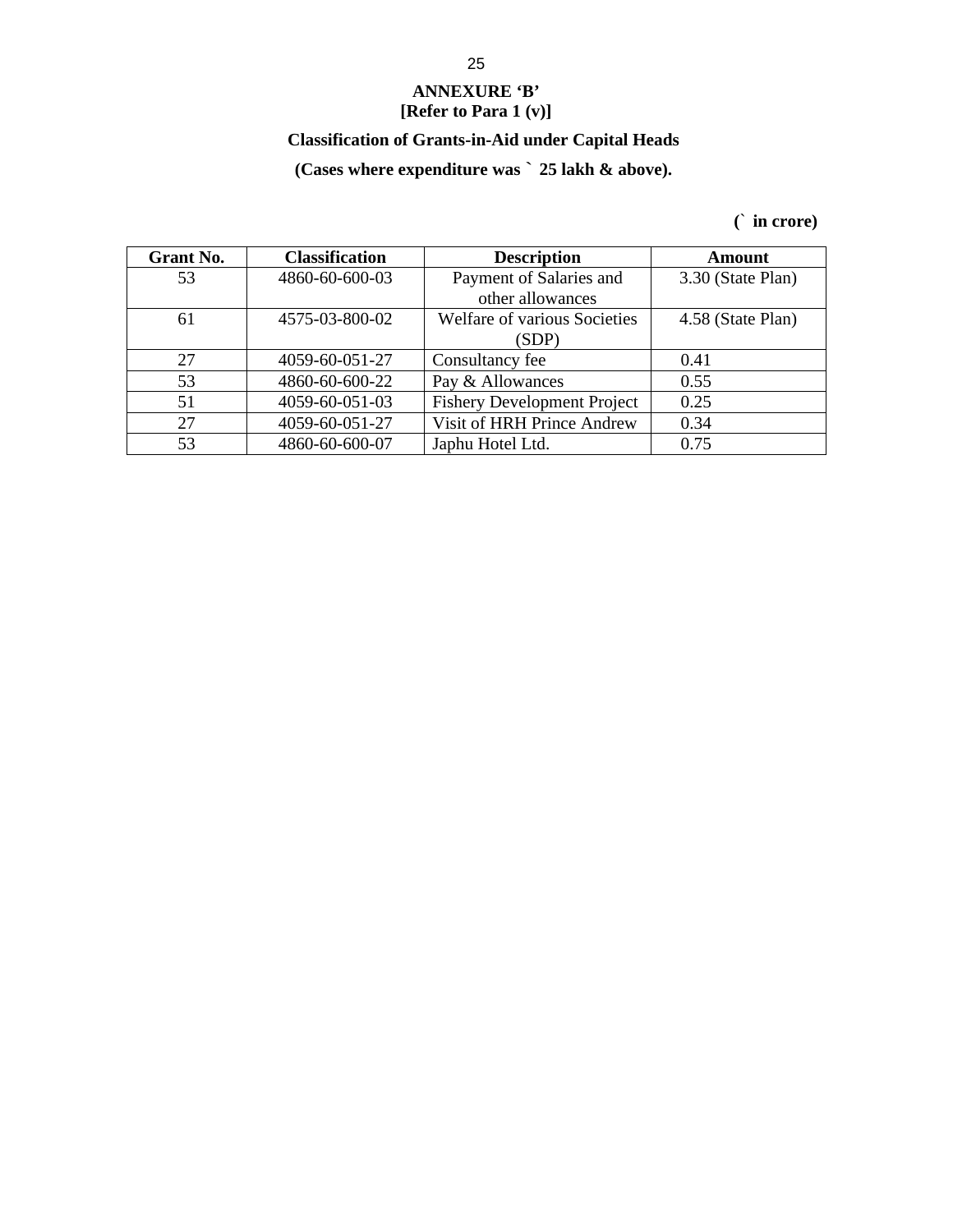**ANNEXURE 'B'**
**[Refer to Para 1 (v)]**

**Classification of Grants-in-Aid under Capital Heads**

**(Cases where expenditure was ` 25 lakh & above).**

**(` in crore)**

| Grant No. | Classification | Description | Amount |
|---|---|---|---|
| 53 | 4860-60-600-03 | Payment of Salaries and other allowances | 3.30 (State Plan) |
| 61 | 4575-03-800-02 | Welfare of various Societies (SDP) | 4.58 (State Plan) |
| 27 | 4059-60-051-27 | Consultancy fee | 0.41 |
| 53 | 4860-60-600-22 | Pay & Allowances | 0.55 |
| 51 | 4059-60-051-03 | Fishery Development Project | 0.25 |
| 27 | 4059-60-051-27 | Visit of HRH Prince Andrew | 0.34 |
| 53 | 4860-60-600-07 | Japhu Hotel Ltd. | 0.75 |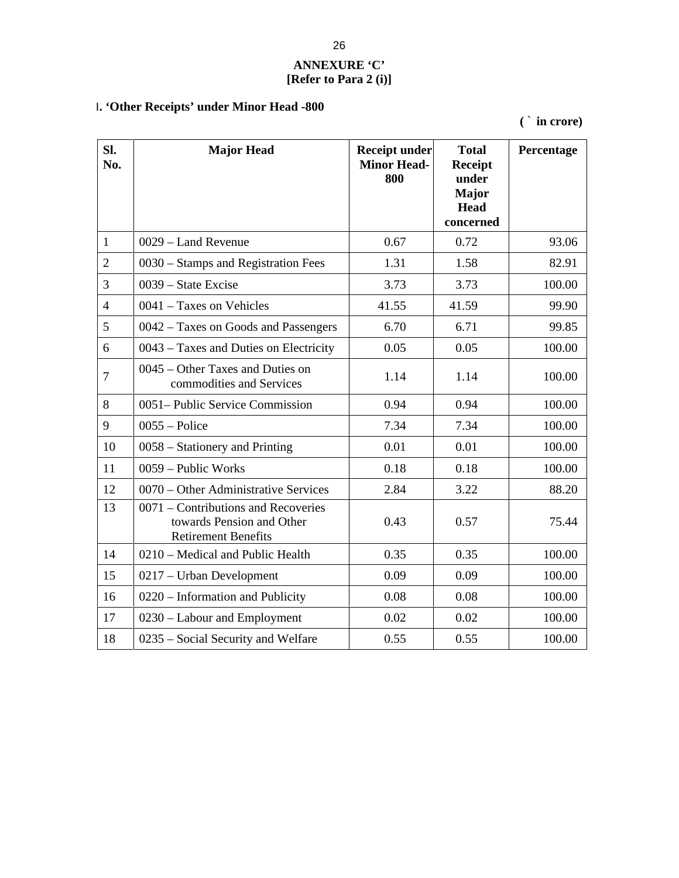**ANNEXURE 'C'**
**[Refer to Para 2 (i)]**

## I. 'Other Receipts' under Minor Head -800

**( ` in crore)**

| Sl. No. | Major Head | Receipt under Minor Head-800 | Total Receipt under Major Head concerned | Percentage |
|---|---|---|---|---|
| 1 | 0029 – Land Revenue | 0.67 | 0.72 | 93.06 |
| 2 | 0030 – Stamps and Registration Fees | 1.31 | 1.58 | 82.91 |
| 3 | 0039 – State Excise | 3.73 | 3.73 | 100.00 |
| 4 | 0041 – Taxes on Vehicles | 41.55 | 41.59 | 99.90 |
| 5 | 0042 – Taxes on Goods and Passengers | 6.70 | 6.71 | 99.85 |
| 6 | 0043 – Taxes and Duties on Electricity | 0.05 | 0.05 | 100.00 |
| 7 | 0045 – Other Taxes and Duties on commodities and Services | 1.14 | 1.14 | 100.00 |
| 8 | 0051– Public Service Commission | 0.94 | 0.94 | 100.00 |
| 9 | 0055 – Police | 7.34 | 7.34 | 100.00 |
| 10 | 0058 – Stationery and Printing | 0.01 | 0.01 | 100.00 |
| 11 | 0059 – Public Works | 0.18 | 0.18 | 100.00 |
| 12 | 0070 – Other Administrative Services | 2.84 | 3.22 | 88.20 |
| 13 | 0071 – Contributions and Recoveries towards Pension and Other Retirement Benefits | 0.43 | 0.57 | 75.44 |
| 14 | 0210 – Medical and Public Health | 0.35 | 0.35 | 100.00 |
| 15 | 0217 – Urban Development | 0.09 | 0.09 | 100.00 |
| 16 | 0220 – Information and Publicity | 0.08 | 0.08 | 100.00 |
| 17 | 0230 – Labour and Employment | 0.02 | 0.02 | 100.00 |
| 18 | 0235 – Social Security and Welfare | 0.55 | 0.55 | 100.00 |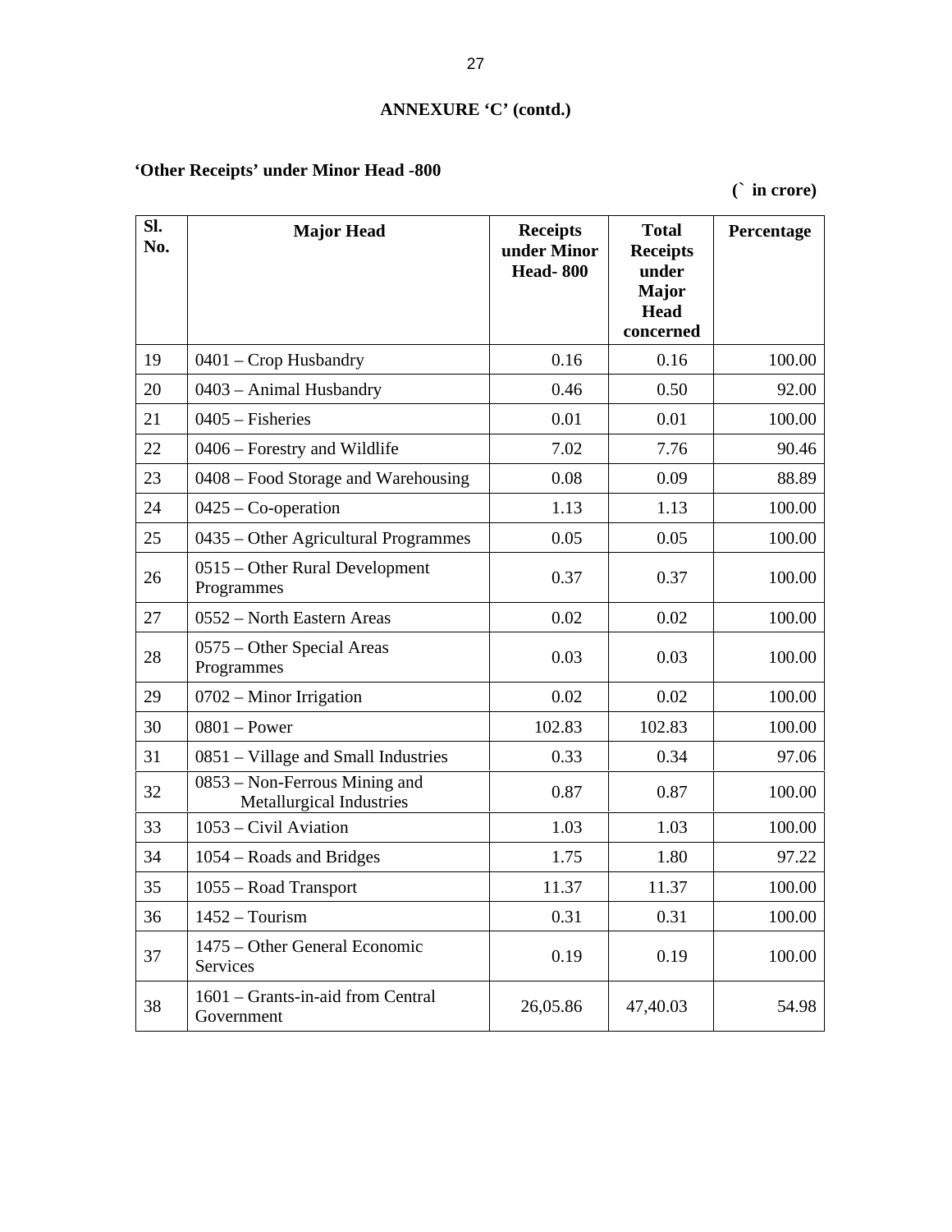**ANNEXURE 'C' (contd.)**

**'Other Receipts' under Minor Head -800**

**(` in crore)**

| Sl. No. | Major Head | Receipts under Minor Head- 800 | Total Receipts under Major Head concerned | Percentage |
|---|---|---|---|---|
| 19 | 0401 – Crop Husbandry | 0.16 | 0.16 | 100.00 |
| 20 | 0403 – Animal Husbandry | 0.46 | 0.50 | 92.00 |
| 21 | 0405 – Fisheries | 0.01 | 0.01 | 100.00 |
| 22 | 0406 – Forestry and Wildlife | 7.02 | 7.76 | 90.46 |
| 23 | 0408 – Food Storage and Warehousing | 0.08 | 0.09 | 88.89 |
| 24 | 0425 – Co-operation | 1.13 | 1.13 | 100.00 |
| 25 | 0435 – Other Agricultural Programmes | 0.05 | 0.05 | 100.00 |
| 26 | 0515 – Other Rural Development Programmes | 0.37 | 0.37 | 100.00 |
| 27 | 0552 – North Eastern Areas | 0.02 | 0.02 | 100.00 |
| 28 | 0575 – Other Special Areas Programmes | 0.03 | 0.03 | 100.00 |
| 29 | 0702 – Minor Irrigation | 0.02 | 0.02 | 100.00 |
| 30 | 0801 – Power | 102.83 | 102.83 | 100.00 |
| 31 | 0851 – Village and Small Industries | 0.33 | 0.34 | 97.06 |
| 32 | 0853 – Non-Ferrous Mining and Metallurgical Industries | 0.87 | 0.87 | 100.00 |
| 33 | 1053 – Civil Aviation | 1.03 | 1.03 | 100.00 |
| 34 | 1054 – Roads and Bridges | 1.75 | 1.80 | 97.22 |
| 35 | 1055 – Road Transport | 11.37 | 11.37 | 100.00 |
| 36 | 1452 – Tourism | 0.31 | 0.31 | 100.00 |
| 37 | 1475 – Other General Economic Services | 0.19 | 0.19 | 100.00 |
| 38 | 1601 – Grants-in-aid from Central Government | 26,05.86 | 47,40.03 | 54.98 |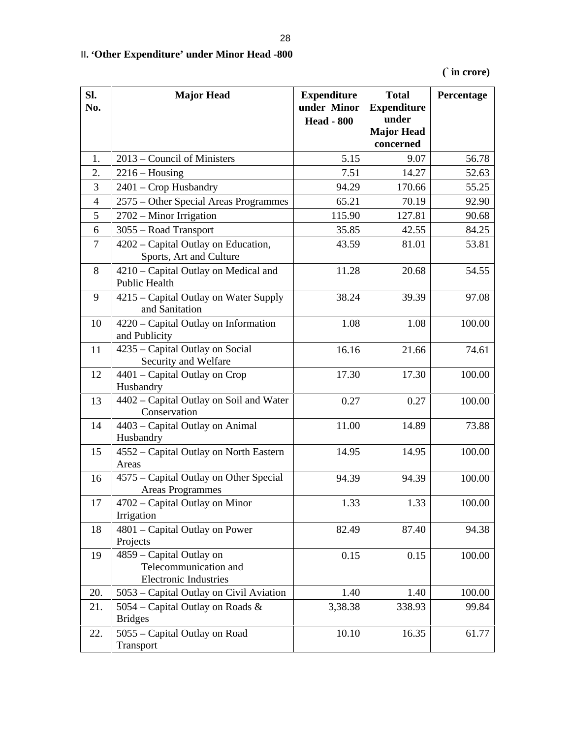II. **'Other Expenditure' under Minor Head -800**

**(` in crore)**

| Sl. No. | Major Head | Expenditure under Minor Head - 800 | Total Expenditure under Major Head concerned | Percentage |
|---|---|---|---|---|
| 1. | 2013 – Council of Ministers | 5.15 | 9.07 | 56.78 |
| 2. | 2216 – Housing | 7.51 | 14.27 | 52.63 |
| 3 | 2401 – Crop Husbandry | 94.29 | 170.66 | 55.25 |
| 4 | 2575 – Other Special Areas Programmes | 65.21 | 70.19 | 92.90 |
| 5 | 2702 – Minor Irrigation | 115.90 | 127.81 | 90.68 |
| 6 | 3055 – Road Transport | 35.85 | 42.55 | 84.25 |
| 7 | 4202 – Capital Outlay on Education, Sports, Art and Culture | 43.59 | 81.01 | 53.81 |
| 8 | 4210 – Capital Outlay on Medical and Public Health | 11.28 | 20.68 | 54.55 |
| 9 | 4215 – Capital Outlay on Water Supply and Sanitation | 38.24 | 39.39 | 97.08 |
| 10 | 4220 – Capital Outlay on Information and Publicity | 1.08 | 1.08 | 100.00 |
| 11 | 4235 – Capital Outlay on Social Security and Welfare | 16.16 | 21.66 | 74.61 |
| 12 | 4401 – Capital Outlay on Crop Husbandry | 17.30 | 17.30 | 100.00 |
| 13 | 4402 – Capital Outlay on Soil and Water Conservation | 0.27 | 0.27 | 100.00 |
| 14 | 4403 – Capital Outlay on Animal Husbandry | 11.00 | 14.89 | 73.88 |
| 15 | 4552 – Capital Outlay on North Eastern Areas | 14.95 | 14.95 | 100.00 |
| 16 | 4575 – Capital Outlay on Other Special Areas Programmes | 94.39 | 94.39 | 100.00 |
| 17 | 4702 – Capital Outlay on Minor Irrigation | 1.33 | 1.33 | 100.00 |
| 18 | 4801 – Capital Outlay on Power Projects | 82.49 | 87.40 | 94.38 |
| 19 | 4859 – Capital Outlay on Telecommunication and Electronic Industries | 0.15 | 0.15 | 100.00 |
| 20. | 5053 – Capital Outlay on Civil Aviation | 1.40 | 1.40 | 100.00 |
| 21. | 5054 – Capital Outlay on Roads & Bridges | 3,38.38 | 338.93 | 99.84 |
| 22. | 5055 – Capital Outlay on Road Transport | 10.10 | 16.35 | 61.77 |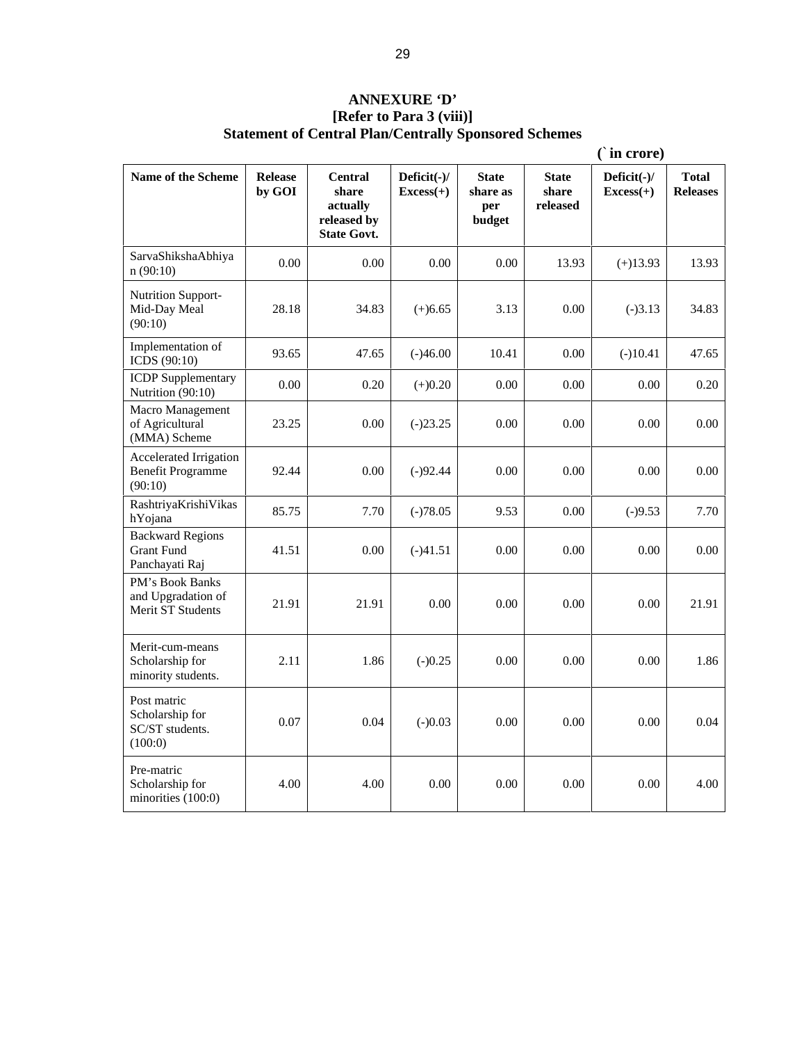# ANNEXURE 'D'

**[Refer to Para 3 (viii)]**

**Statement of Central Plan/Centrally Sponsored Schemes**

**(` in crore)**

| Name of the Scheme | Release by GOI | Central share actually released by State Govt. | Deficit(-)/ Excess(+) | State share as per budget | State share released | Deficit(-)/ Excess(+) | Total Releases |
|---|---|---|---|---|---|---|---|
| SarvaShikshaAbhiyan (90:10) | 0.00 | 0.00 | 0.00 | 0.00 | 13.93 | (+)13.93 | 13.93 |
| Nutrition Support-Mid-Day Meal (90:10) | 28.18 | 34.83 | (+)6.65 | 3.13 | 0.00 | (-)3.13 | 34.83 |
| Implementation of ICDS (90:10) | 93.65 | 47.65 | (-)46.00 | 10.41 | 0.00 | (-)10.41 | 47.65 |
| ICDP Supplementary Nutrition (90:10) | 0.00 | 0.20 | (+)0.20 | 0.00 | 0.00 | 0.00 | 0.20 |
| Macro Management of Agricultural (MMA) Scheme | 23.25 | 0.00 | (-)23.25 | 0.00 | 0.00 | 0.00 | 0.00 |
| Accelerated Irrigation Benefit Programme (90:10) | 92.44 | 0.00 | (-)92.44 | 0.00 | 0.00 | 0.00 | 0.00 |
| RashtriyaKrishiVikashYojana | 85.75 | 7.70 | (-)78.05 | 9.53 | 0.00 | (-)9.53 | 7.70 |
| Backward Regions Grant Fund Panchayati Raj | 41.51 | 0.00 | (-)41.51 | 0.00 | 0.00 | 0.00 | 0.00 |
| PM's Book Banks and Upgradation of Merit ST Students | 21.91 | 21.91 | 0.00 | 0.00 | 0.00 | 0.00 | 21.91 |
| Merit-cum-means Scholarship for minority students. | 2.11 | 1.86 | (-)0.25 | 0.00 | 0.00 | 0.00 | 1.86 |
| Post matric Scholarship for SC/ST students. (100:0) | 0.07 | 0.04 | (-)0.03 | 0.00 | 0.00 | 0.00 | 0.04 |
| Pre-matric Scholarship for minorities (100:0) | 4.00 | 4.00 | 0.00 | 0.00 | 0.00 | 0.00 | 4.00 |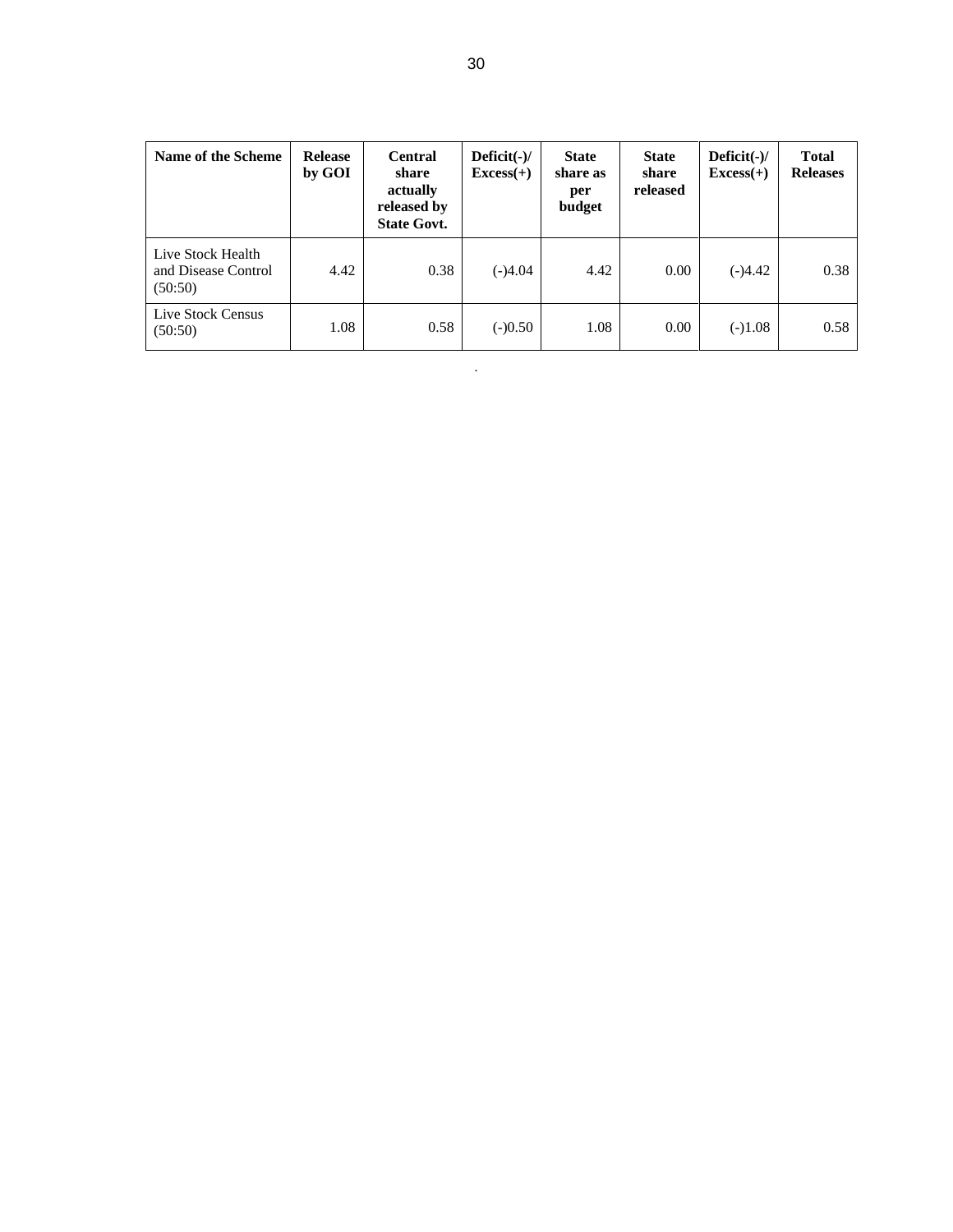| Name of the Scheme | Release by GOI | Central share actually released by State Govt. | Deficit(-)/ Excess(+) | State share as per budget | State share released | Deficit(-)/ Excess(+) | Total Releases |
|---|---|---|---|---|---|---|---|
| Live Stock Health and Disease Control (50:50) | 4.42 | 0.38 | (-)4.04 | 4.42 | 0.00 | (-)4.42 | 0.38 |
| Live Stock Census (50:50) | 1.08 | 0.58 | (-)0.50 | 1.08 | 0.00 | (-)1.08 | 0.58 |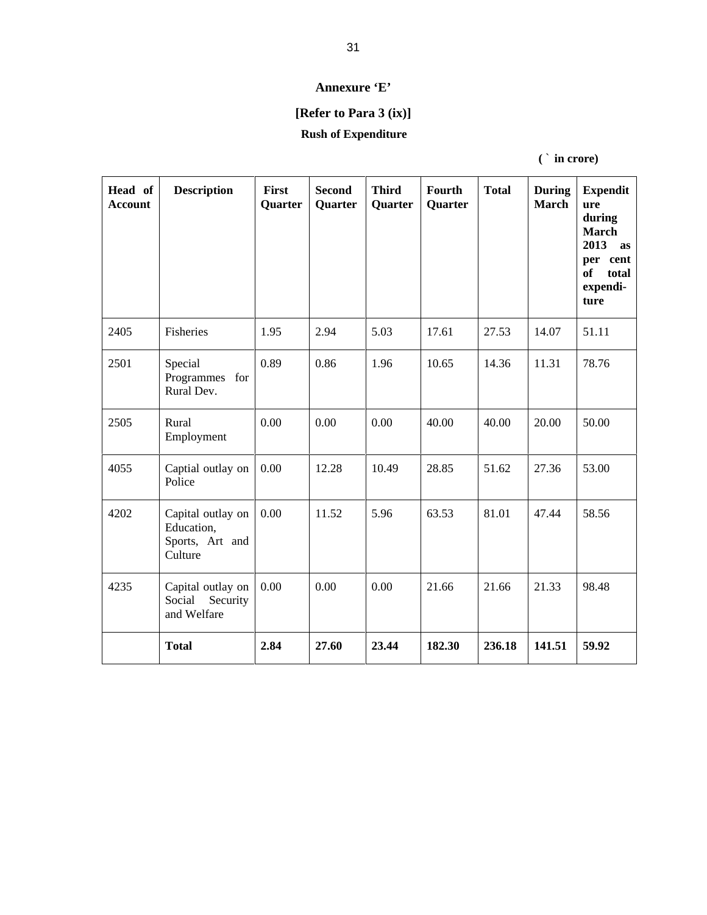**Annexure 'E'**

**[Refer to Para 3 (ix)]**

**Rush of Expenditure**

**( ` in crore)**

| Head of Account | Description | First Quarter | Second Quarter | Third Quarter | Fourth Quarter | Total | During March | Expenditure during March 2013 as per cent of total expenditure |
|---|---|---|---|---|---|---|---|---|
| 2405 | Fisheries | 1.95 | 2.94 | 5.03 | 17.61 | 27.53 | 14.07 | 51.11 |
| 2501 | Special Programmes for Rural Dev. | 0.89 | 0.86 | 1.96 | 10.65 | 14.36 | 11.31 | 78.76 |
| 2505 | Rural Employment | 0.00 | 0.00 | 0.00 | 40.00 | 40.00 | 20.00 | 50.00 |
| 4055 | Captial outlay on Police | 0.00 | 12.28 | 10.49 | 28.85 | 51.62 | 27.36 | 53.00 |
| 4202 | Capital outlay on Education, Sports, Art and Culture | 0.00 | 11.52 | 5.96 | 63.53 | 81.01 | 47.44 | 58.56 |
| 4235 | Capital outlay on Social Security and Welfare | 0.00 | 0.00 | 0.00 | 21.66 | 21.66 | 21.33 | 98.48 |
| | **Total** | **2.84** | **27.60** | **23.44** | **182.30** | **236.18** | **141.51** | **59.92** |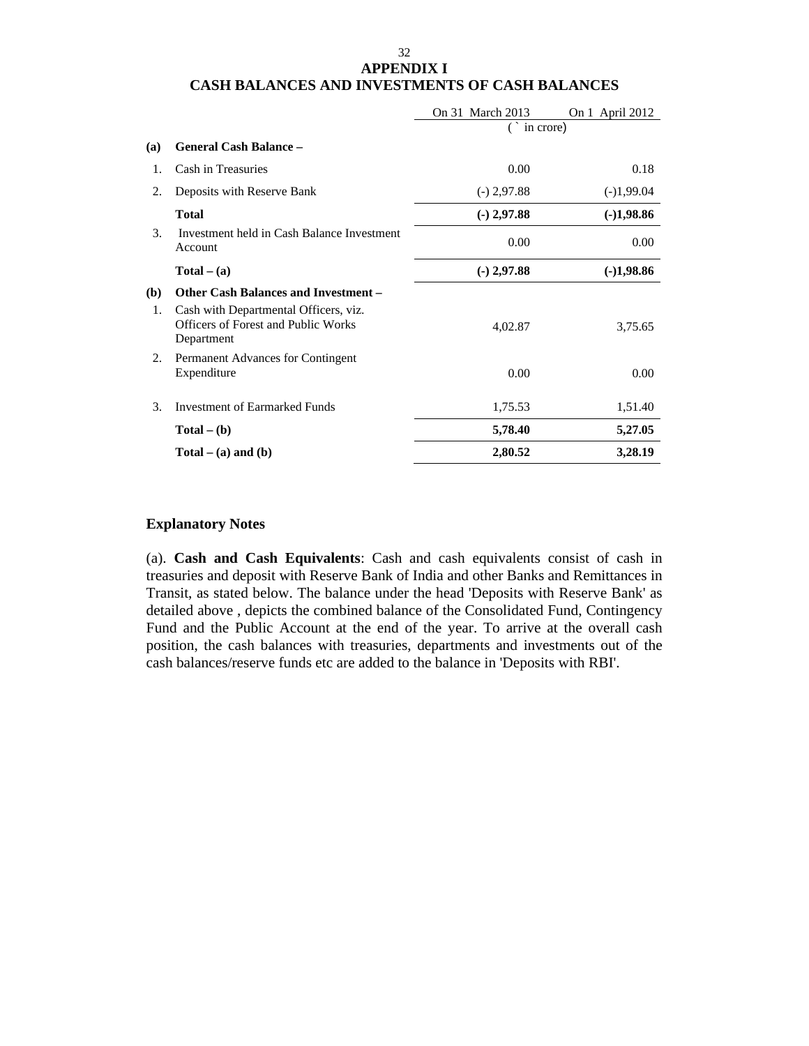# APPENDIX I

## CASH BALANCES AND INVESTMENTS OF CASH BALANCES

| | | On 31 March 2013 | On 1 April 2012 |
|---|---|---|---|
| | | (` in crore) | |
| **(a)** | **General Cash Balance –** | | |
| 1. | Cash in Treasuries | 0.00 | 0.18 |
| 2. | Deposits with Reserve Bank | (-) 2,97.88 | (-)1,99.04 |
| | **Total** | **(-) 2,97.88** | **(-)1,98.86** |
| 3. | Investment held in Cash Balance Investment Account | 0.00 | 0.00 |
| | **Total – (a)** | **(-) 2,97.88** | **(-)1,98.86** |
| **(b)** | **Other Cash Balances and Investment –** | | |
| 1. | Cash with Departmental Officers, viz. Officers of Forest and Public Works Department | 4,02.87 | 3,75.65 |
| 2. | Permanent Advances for Contingent Expenditure | 0.00 | 0.00 |
| 3. | Investment of Earmarked Funds | 1,75.53 | 1,51.40 |
| | **Total – (b)** | **5,78.40** | **5,27.05** |
| | **Total – (a) and (b)** | **2,80.52** | **3,28.19** |

### Explanatory Notes

(a). **Cash and Cash Equivalents**: Cash and cash equivalents consist of cash in treasuries and deposit with Reserve Bank of India and other Banks and Remittances in Transit, as stated below. The balance under the head 'Deposits with Reserve Bank' as detailed above , depicts the combined balance of the Consolidated Fund, Contingency Fund and the Public Account at the end of the year. To arrive at the overall cash position, the cash balances with treasuries, departments and investments out of the cash balances/reserve funds etc are added to the balance in 'Deposits with RBI'.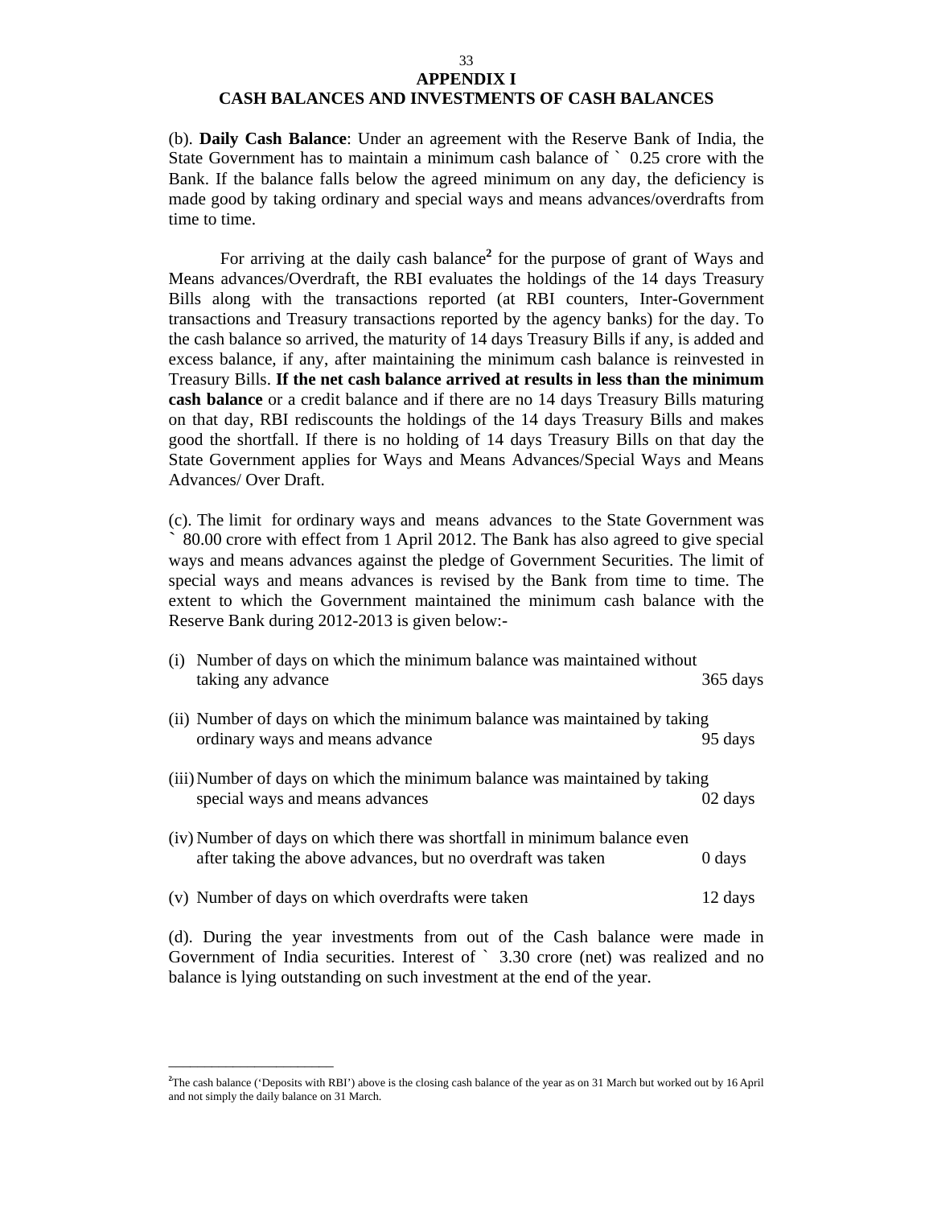# APPENDIX I
## CASH BALANCES AND INVESTMENTS OF CASH BALANCES

(b). **Daily Cash Balance**: Under an agreement with the Reserve Bank of India, the State Government has to maintain a minimum cash balance of ` 0.25 crore with the Bank. If the balance falls below the agreed minimum on any day, the deficiency is made good by taking ordinary and special ways and means advances/overdrafts from time to time.

For arriving at the daily cash balance[2] for the purpose of grant of Ways and Means advances/Overdraft, the RBI evaluates the holdings of the 14 days Treasury Bills along with the transactions reported (at RBI counters, Inter-Government transactions and Treasury transactions reported by the agency banks) for the day. To the cash balance so arrived, the maturity of 14 days Treasury Bills if any, is added and excess balance, if any, after maintaining the minimum cash balance is reinvested in Treasury Bills. **If the net cash balance arrived at results in less than the minimum cash balance** or a credit balance and if there are no 14 days Treasury Bills maturing on that day, RBI rediscounts the holdings of the 14 days Treasury Bills and makes good the shortfall. If there is no holding of 14 days Treasury Bills on that day the State Government applies for Ways and Means Advances/Special Ways and Means Advances/ Over Draft.

(c). The limit for ordinary ways and means advances to the State Government was ` 80.00 crore with effect from 1 April 2012. The Bank has also agreed to give special ways and means advances against the pledge of Government Securities. The limit of special ways and means advances is revised by the Bank from time to time. The extent to which the Government maintained the minimum cash balance with the Reserve Bank during 2012-2013 is given below:-

(i) Number of days on which the minimum balance was maintained without taking any advance — 365 days

(ii) Number of days on which the minimum balance was maintained by taking ordinary ways and means advance — 95 days

(iii) Number of days on which the minimum balance was maintained by taking special ways and means advances — 02 days

(iv) Number of days on which there was shortfall in minimum balance even after taking the above advances, but no overdraft was taken — 0 days

(v) Number of days on which overdrafts were taken — 12 days

(d). During the year investments from out of the Cash balance were made in Government of India securities. Interest of ` 3.30 crore (net) was realized and no balance is lying outstanding on such investment at the end of the year.

---

[2]The cash balance ('Deposits with RBI') above is the closing cash balance of the year as on 31 March but worked out by 16 April and not simply the daily balance on 31 March.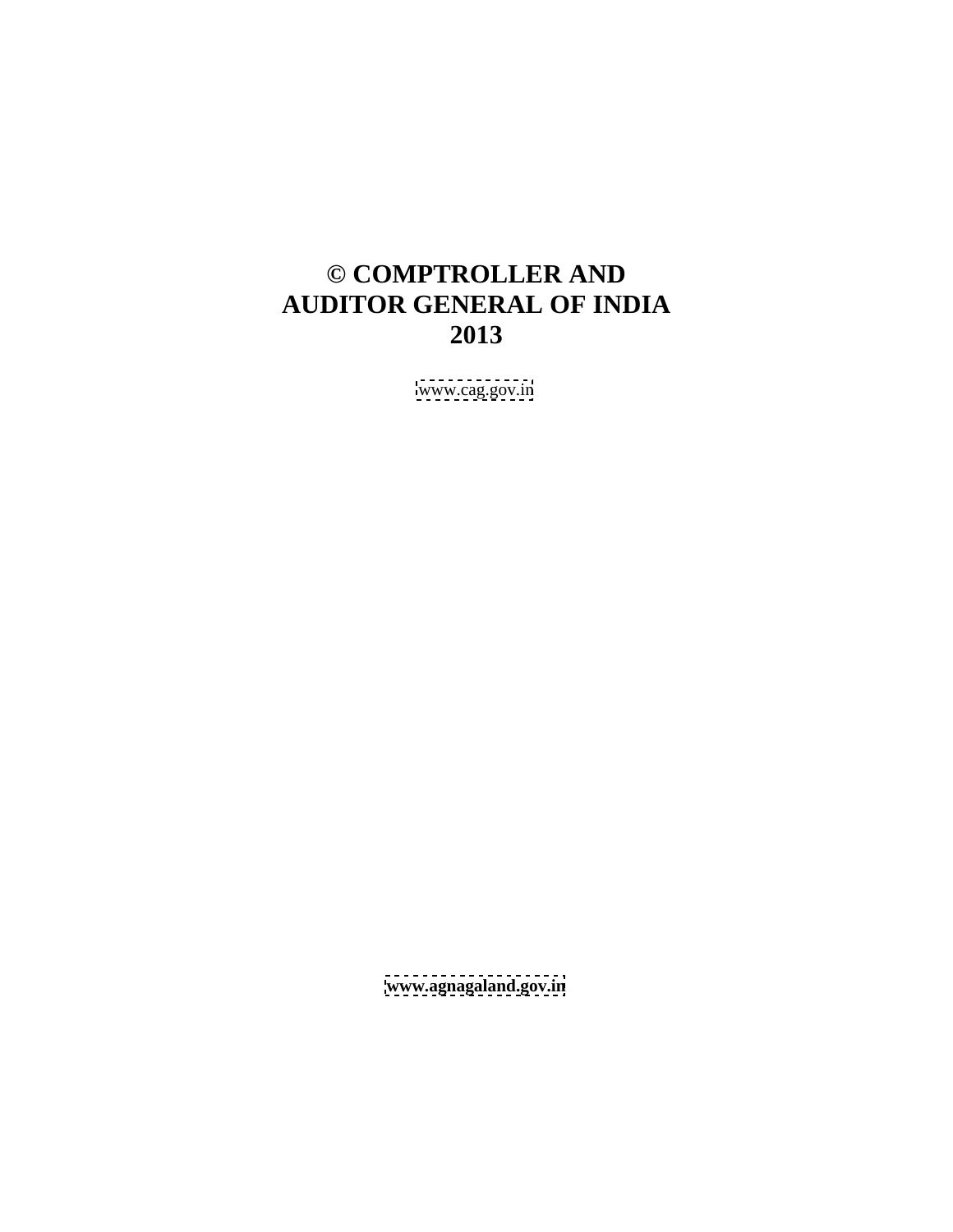**© COMPTROLLER AND AUDITOR GENERAL OF INDIA 2013**

www.cag.gov.in

**www.agnagaland.gov.in**